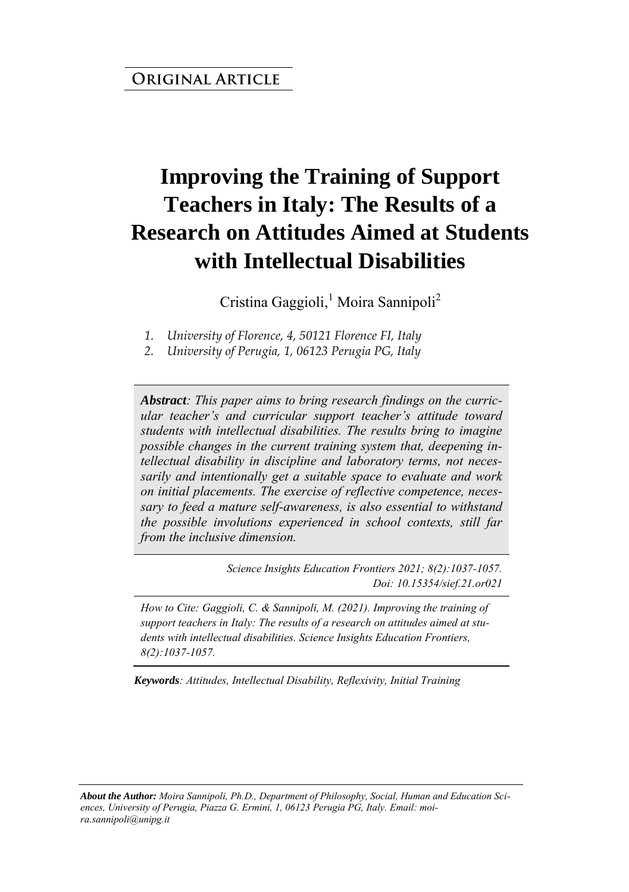**ORIGINAL ARTICLE**

# Improving the Training of Support Teachers in Italy: The Results of a Research on Attitudes Aimed at Students with Intellectual Disabilities

Cristina Gaggioli,[1] Moira Sannipoli[2]

1. *University of Florence, 4, 50121 Florence FI, Italy*
2. *University of Perugia, 1, 06123 Perugia PG, Italy*

***Abstract**: This paper aims to bring research findings on the curricular teacher's and curricular support teacher's attitude toward students with intellectual disabilities. The results bring to imagine possible changes in the current training system that, deepening intellectual disability in discipline and laboratory terms, not necessarily and intentionally get a suitable space to evaluate and work on initial placements. The exercise of reflective competence, necessary to feed a mature self-awareness, is also essential to withstand the possible involutions experienced in school contexts, still far from the inclusive dimension.*

*Science Insights Education Frontiers 2021; 8(2):1037-1057.*
*Doi: 10.15354/sief.21.or021*

*How to Cite: Gaggioli, C. & Sannipoli, M. (2021). Improving the training of support teachers in Italy: The results of a research on attitudes aimed at students with intellectual disabilities. Science Insights Education Frontiers, 8(2):1037-1057.*

***Keywords**: Attitudes, Intellectual Disability, Reflexivity, Initial Training*

***About the Author:** Moira Sannipoli, Ph.D., Department of Philosophy, Social, Human and Education Sciences, University of Perugia, Piazza G. Ermini, 1, 06123 Perugia PG, Italy. Email: moira.sannipoli@unipg.it*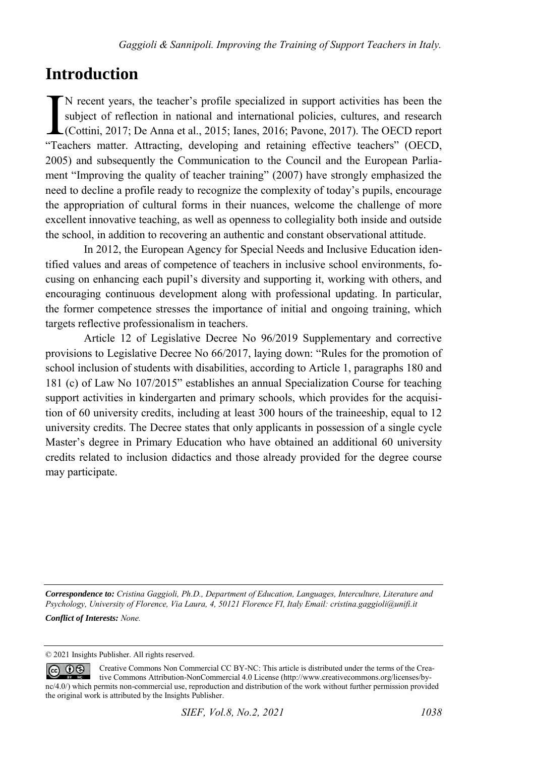# Introduction

IN recent years, the teacher's profile specialized in support activities has been the subject of reflection in national and international policies, cultures, and research (Cottini, 2017; De Anna et al., 2015; Ianes, 2016; Pavone, 2017). The OECD report "Teachers matter. Attracting, developing and retaining effective teachers" (OECD, 2005) and subsequently the Communication to the Council and the European Parliament "Improving the quality of teacher training" (2007) have strongly emphasized the need to decline a profile ready to recognize the complexity of today's pupils, encourage the appropriation of cultural forms in their nuances, welcome the challenge of more excellent innovative teaching, as well as openness to collegiality both inside and outside the school, in addition to recovering an authentic and constant observational attitude.

In 2012, the European Agency for Special Needs and Inclusive Education identified values and areas of competence of teachers in inclusive school environments, focusing on enhancing each pupil's diversity and supporting it, working with others, and encouraging continuous development along with professional updating. In particular, the former competence stresses the importance of initial and ongoing training, which targets reflective professionalism in teachers.

Article 12 of Legislative Decree No 96/2019 Supplementary and corrective provisions to Legislative Decree No 66/2017, laying down: "Rules for the promotion of school inclusion of students with disabilities, according to Article 1, paragraphs 180 and 181 (c) of Law No 107/2015" establishes an annual Specialization Course for teaching support activities in kindergarten and primary schools, which provides for the acquisition of 60 university credits, including at least 300 hours of the traineeship, equal to 12 university credits. The Decree states that only applicants in possession of a single cycle Master's degree in Primary Education who have obtained an additional 60 university credits related to inclusion didactics and those already provided for the degree course may participate.

---

***Correspondence to:*** *Cristina Gaggioli, Ph.D., Department of Education, Languages, Interculture, Literature and Psychology, University of Florence, Via Laura, 4, 50121 Florence FI, Italy Email: cristina.gaggioli@unifi.it*

***Conflict of Interests:*** *None.*

© 2021 Insights Publisher. All rights reserved.

Creative Commons Non Commercial CC BY-NC: This article is distributed under the terms of the Creative Commons Attribution-NonCommercial 4.0 License (http://www.creativecommons.org/licenses/by-nc/4.0/) which permits non-commercial use, reproduction and distribution of the work without further permission provided the original work is attributed by the Insights Publisher.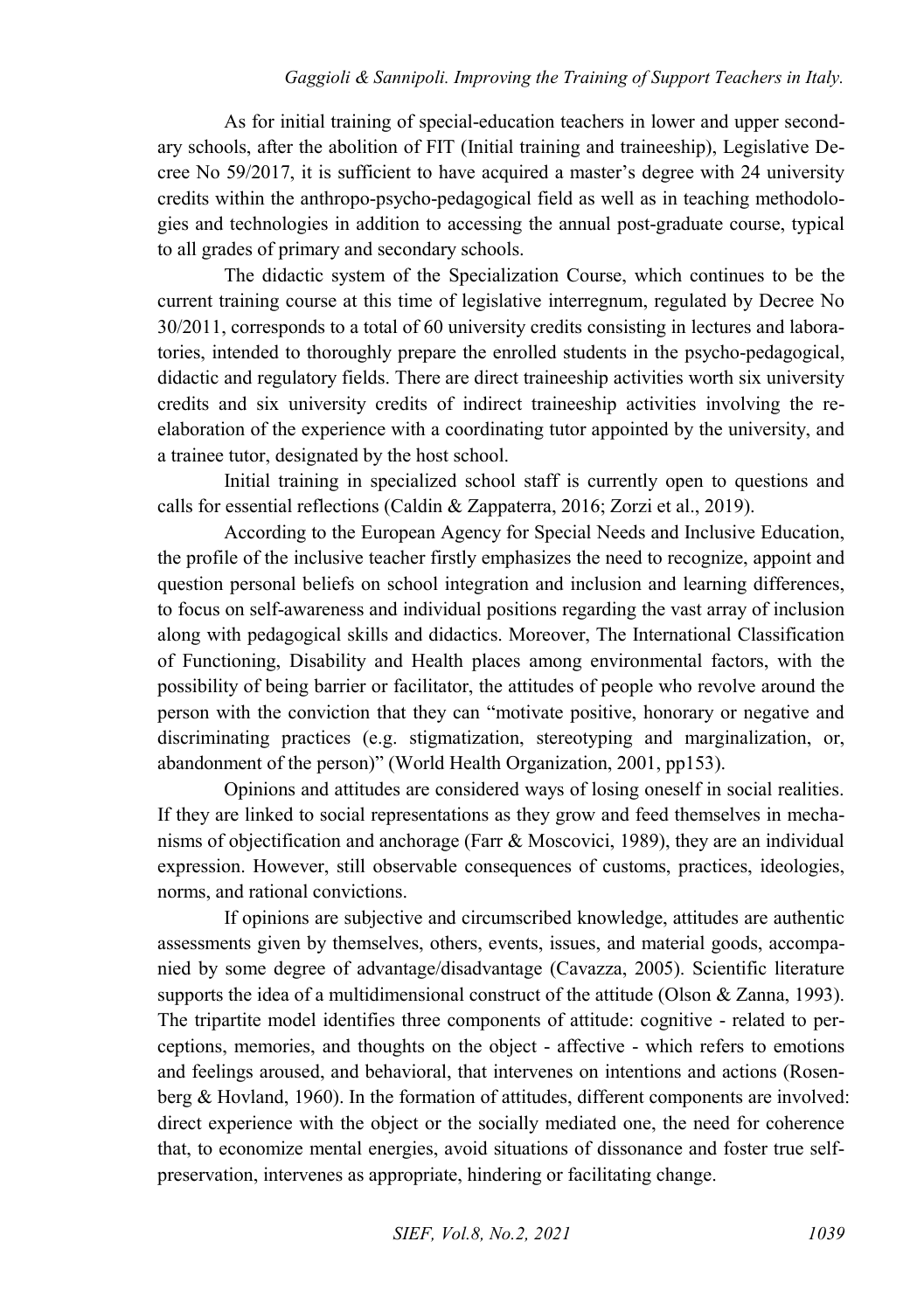As for initial training of special-education teachers in lower and upper secondary schools, after the abolition of FIT (Initial training and traineeship), Legislative Decree No 59/2017, it is sufficient to have acquired a master's degree with 24 university credits within the anthropo-psycho-pedagogical field as well as in teaching methodologies and technologies in addition to accessing the annual post-graduate course, typical to all grades of primary and secondary schools.

The didactic system of the Specialization Course, which continues to be the current training course at this time of legislative interregnum, regulated by Decree No 30/2011, corresponds to a total of 60 university credits consisting in lectures and laboratories, intended to thoroughly prepare the enrolled students in the psycho-pedagogical, didactic and regulatory fields. There are direct traineeship activities worth six university credits and six university credits of indirect traineeship activities involving the re-elaboration of the experience with a coordinating tutor appointed by the university, and a trainee tutor, designated by the host school.

Initial training in specialized school staff is currently open to questions and calls for essential reflections (Caldin & Zappaterra, 2016; Zorzi et al., 2019).

According to the European Agency for Special Needs and Inclusive Education, the profile of the inclusive teacher firstly emphasizes the need to recognize, appoint and question personal beliefs on school integration and inclusion and learning differences, to focus on self-awareness and individual positions regarding the vast array of inclusion along with pedagogical skills and didactics. Moreover, The International Classification of Functioning, Disability and Health places among environmental factors, with the possibility of being barrier or facilitator, the attitudes of people who revolve around the person with the conviction that they can "motivate positive, honorary or negative and discriminating practices (e.g. stigmatization, stereotyping and marginalization, or, abandonment of the person)" (World Health Organization, 2001, pp153).

Opinions and attitudes are considered ways of losing oneself in social realities. If they are linked to social representations as they grow and feed themselves in mechanisms of objectification and anchorage (Farr & Moscovici, 1989), they are an individual expression. However, still observable consequences of customs, practices, ideologies, norms, and rational convictions.

If opinions are subjective and circumscribed knowledge, attitudes are authentic assessments given by themselves, others, events, issues, and material goods, accompanied by some degree of advantage/disadvantage (Cavazza, 2005). Scientific literature supports the idea of a multidimensional construct of the attitude (Olson & Zanna, 1993). The tripartite model identifies three components of attitude: cognitive - related to perceptions, memories, and thoughts on the object - affective - which refers to emotions and feelings aroused, and behavioral, that intervenes on intentions and actions (Rosenberg & Hovland, 1960). In the formation of attitudes, different components are involved: direct experience with the object or the socially mediated one, the need for coherence that, to economize mental energies, avoid situations of dissonance and foster true self-preservation, intervenes as appropriate, hindering or facilitating change.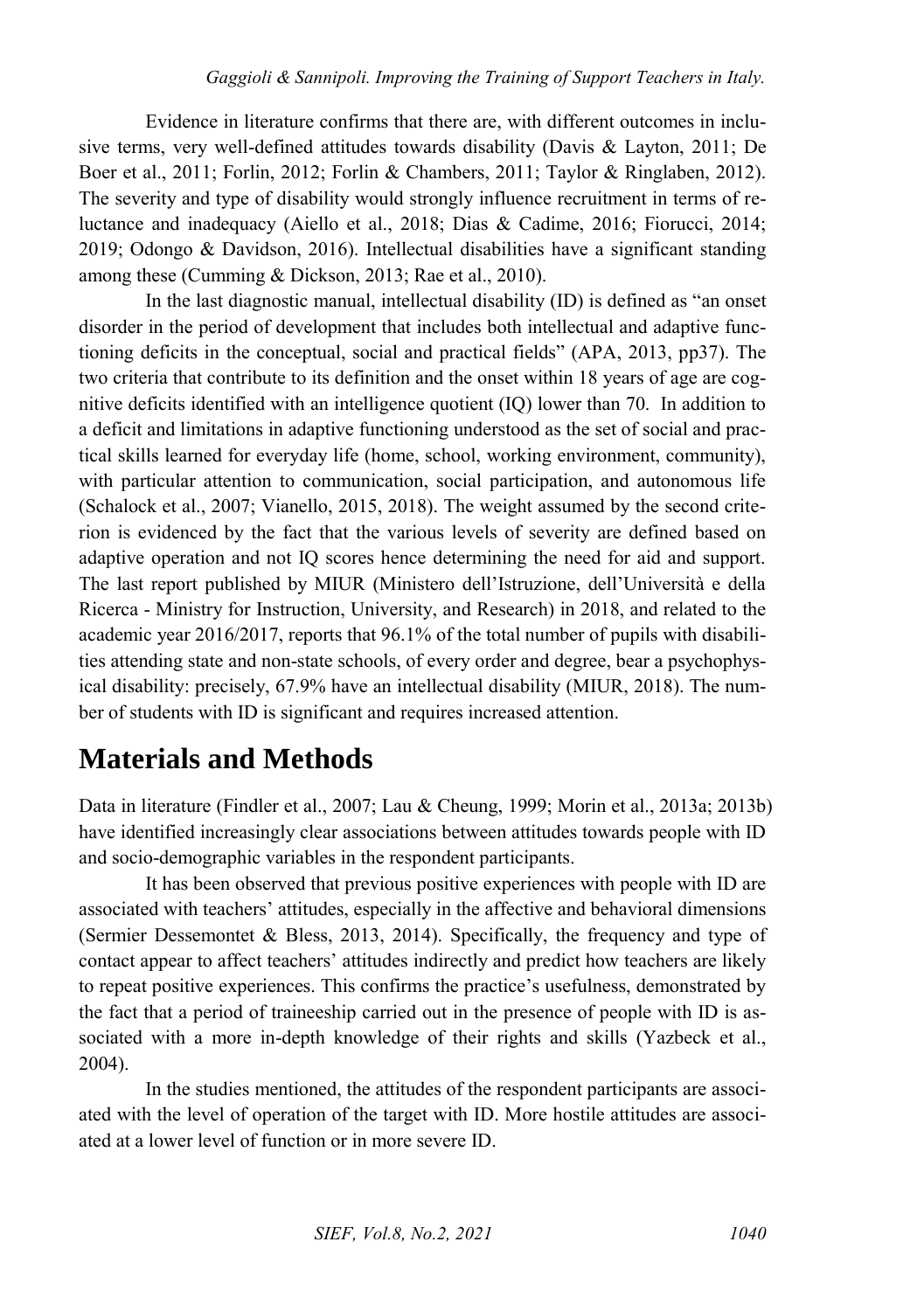Evidence in literature confirms that there are, with different outcomes in inclusive terms, very well-defined attitudes towards disability (Davis & Layton, 2011; De Boer et al., 2011; Forlin, 2012; Forlin & Chambers, 2011; Taylor & Ringlaben, 2012). The severity and type of disability would strongly influence recruitment in terms of reluctance and inadequacy (Aiello et al., 2018; Dias & Cadime, 2016; Fiorucci, 2014; 2019; Odongo & Davidson, 2016). Intellectual disabilities have a significant standing among these (Cumming & Dickson, 2013; Rae et al., 2010).

In the last diagnostic manual, intellectual disability (ID) is defined as "an onset disorder in the period of development that includes both intellectual and adaptive functioning deficits in the conceptual, social and practical fields" (APA, 2013, pp37). The two criteria that contribute to its definition and the onset within 18 years of age are cognitive deficits identified with an intelligence quotient (IQ) lower than 70. In addition to a deficit and limitations in adaptive functioning understood as the set of social and practical skills learned for everyday life (home, school, working environment, community), with particular attention to communication, social participation, and autonomous life (Schalock et al., 2007; Vianello, 2015, 2018). The weight assumed by the second criterion is evidenced by the fact that the various levels of severity are defined based on adaptive operation and not IQ scores hence determining the need for aid and support. The last report published by MIUR (Ministero dell'Istruzione, dell'Università e della Ricerca - Ministry for Instruction, University, and Research) in 2018, and related to the academic year 2016/2017, reports that 96.1% of the total number of pupils with disabilities attending state and non-state schools, of every order and degree, bear a psychophysical disability: precisely, 67.9% have an intellectual disability (MIUR, 2018). The number of students with ID is significant and requires increased attention.

# Materials and Methods

Data in literature (Findler et al., 2007; Lau & Cheung, 1999; Morin et al., 2013a; 2013b) have identified increasingly clear associations between attitudes towards people with ID and socio-demographic variables in the respondent participants.

It has been observed that previous positive experiences with people with ID are associated with teachers' attitudes, especially in the affective and behavioral dimensions (Sermier Dessemontet & Bless, 2013, 2014). Specifically, the frequency and type of contact appear to affect teachers' attitudes indirectly and predict how teachers are likely to repeat positive experiences. This confirms the practice's usefulness, demonstrated by the fact that a period of traineeship carried out in the presence of people with ID is associated with a more in-depth knowledge of their rights and skills (Yazbeck et al., 2004).

In the studies mentioned, the attitudes of the respondent participants are associated with the level of operation of the target with ID. More hostile attitudes are associated at a lower level of function or in more severe ID.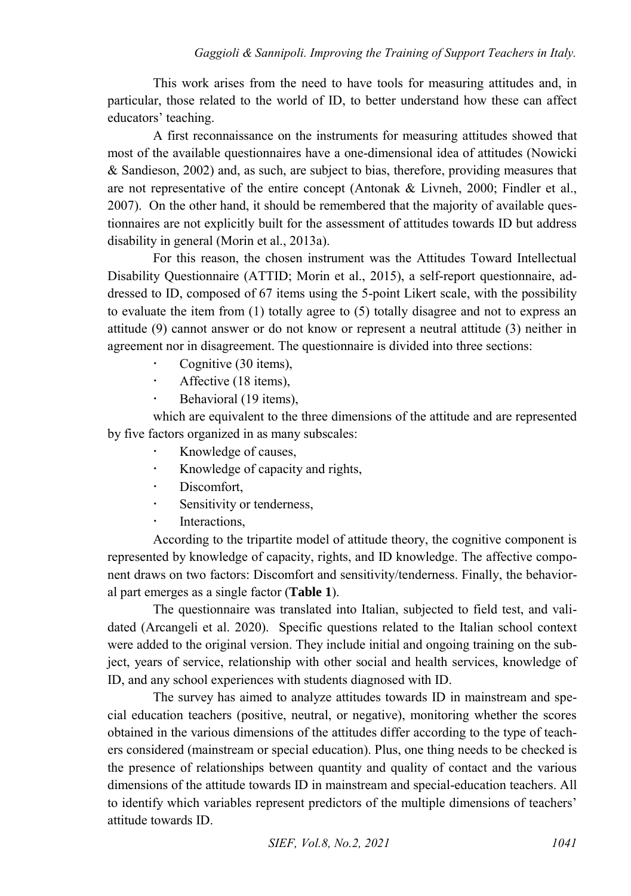This work arises from the need to have tools for measuring attitudes and, in particular, those related to the world of ID, to better understand how these can affect educators' teaching.

A first reconnaissance on the instruments for measuring attitudes showed that most of the available questionnaires have a one-dimensional idea of attitudes (Nowicki & Sandieson, 2002) and, as such, are subject to bias, therefore, providing measures that are not representative of the entire concept (Antonak & Livneh, 2000; Findler et al., 2007). On the other hand, it should be remembered that the majority of available questionnaires are not explicitly built for the assessment of attitudes towards ID but address disability in general (Morin et al., 2013a).

For this reason, the chosen instrument was the Attitudes Toward Intellectual Disability Questionnaire (ATTID; Morin et al., 2015), a self-report questionnaire, addressed to ID, composed of 67 items using the 5-point Likert scale, with the possibility to evaluate the item from (1) totally agree to (5) totally disagree and not to express an attitude (9) cannot answer or do not know or represent a neutral attitude (3) neither in agreement nor in disagreement. The questionnaire is divided into three sections:

- Cognitive (30 items),
- Affective (18 items),
- Behavioral (19 items),

which are equivalent to the three dimensions of the attitude and are represented by five factors organized in as many subscales:

- Knowledge of causes,
- Knowledge of capacity and rights,
- Discomfort,
- Sensitivity or tenderness,
- Interactions,

According to the tripartite model of attitude theory, the cognitive component is represented by knowledge of capacity, rights, and ID knowledge. The affective component draws on two factors: Discomfort and sensitivity/tenderness. Finally, the behavioral part emerges as a single factor (**Table 1**).

The questionnaire was translated into Italian, subjected to field test, and validated (Arcangeli et al. 2020). Specific questions related to the Italian school context were added to the original version. They include initial and ongoing training on the subject, years of service, relationship with other social and health services, knowledge of ID, and any school experiences with students diagnosed with ID.

The survey has aimed to analyze attitudes towards ID in mainstream and special education teachers (positive, neutral, or negative), monitoring whether the scores obtained in the various dimensions of the attitudes differ according to the type of teachers considered (mainstream or special education). Plus, one thing needs to be checked is the presence of relationships between quantity and quality of contact and the various dimensions of the attitude towards ID in mainstream and special-education teachers. All to identify which variables represent predictors of the multiple dimensions of teachers' attitude towards ID.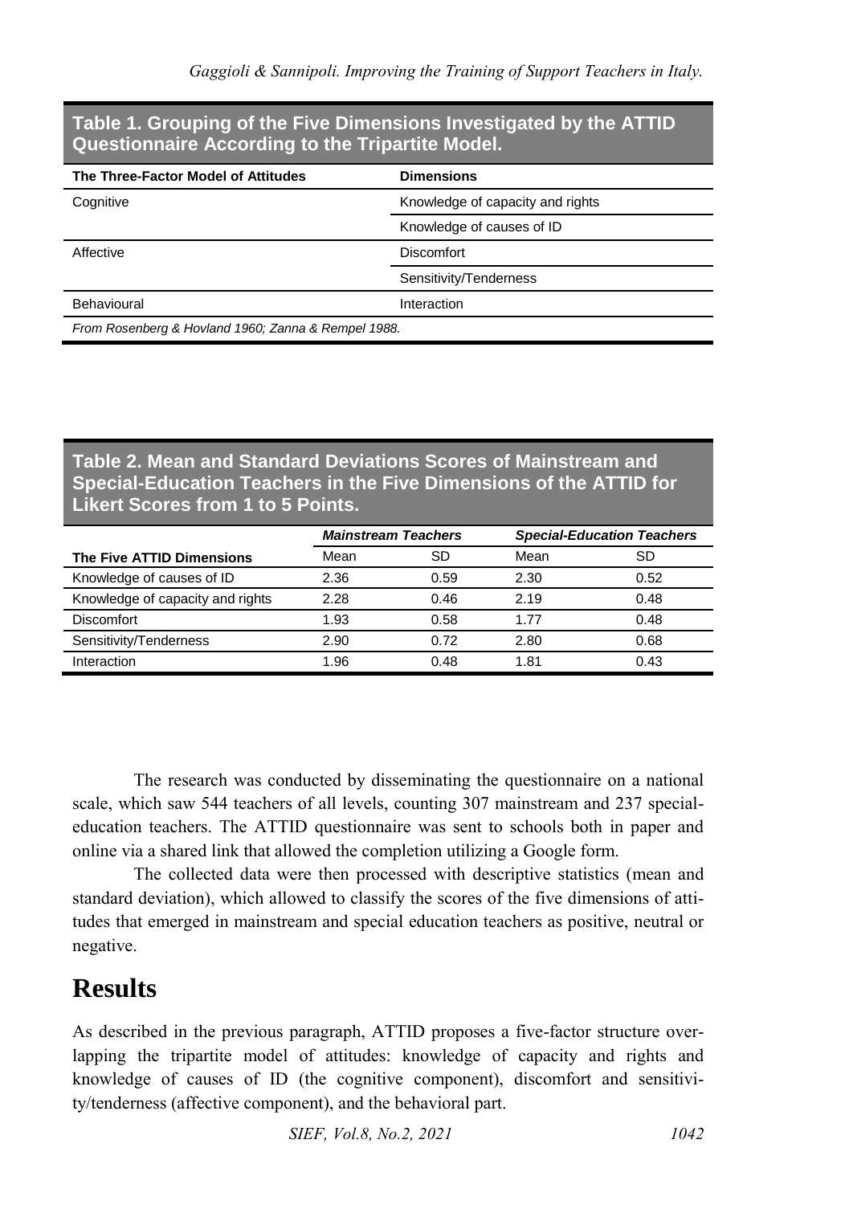**Table 1. Grouping of the Five Dimensions Investigated by the ATTID Questionnaire According to the Tripartite Model.**

| The Three-Factor Model of Attitudes | Dimensions |
|---|---|
| Cognitive | Knowledge of capacity and rights |
| | Knowledge of causes of ID |
| Affective | Discomfort |
| | Sensitivity/Tenderness |
| Behavioural | Interaction |

*From Rosenberg & Hovland 1960; Zanna & Rempel 1988.*

**Table 2. Mean and Standard Deviations Scores of Mainstream and Special-Education Teachers in the Five Dimensions of the ATTID for Likert Scores from 1 to 5 Points.**

| | *Mainstream Teachers* | | *Special-Education Teachers* | |
|---|---|---|---|---|
| **The Five ATTID Dimensions** | Mean | SD | Mean | SD |
| Knowledge of causes of ID | 2.36 | 0.59 | 2.30 | 0.52 |
| Knowledge of capacity and rights | 2.28 | 0.46 | 2.19 | 0.48 |
| Discomfort | 1.93 | 0.58 | 1.77 | 0.48 |
| Sensitivity/Tenderness | 2.90 | 0.72 | 2.80 | 0.68 |
| Interaction | 1.96 | 0.48 | 1.81 | 0.43 |

The research was conducted by disseminating the questionnaire on a national scale, which saw 544 teachers of all levels, counting 307 mainstream and 237 special-education teachers. The ATTID questionnaire was sent to schools both in paper and online via a shared link that allowed the completion utilizing a Google form.

The collected data were then processed with descriptive statistics (mean and standard deviation), which allowed to classify the scores of the five dimensions of attitudes that emerged in mainstream and special education teachers as positive, neutral or negative.

## Results

As described in the previous paragraph, ATTID proposes a five-factor structure overlapping the tripartite model of attitudes: knowledge of capacity and rights and knowledge of causes of ID (the cognitive component), discomfort and sensitivity/tenderness (affective component), and the behavioral part.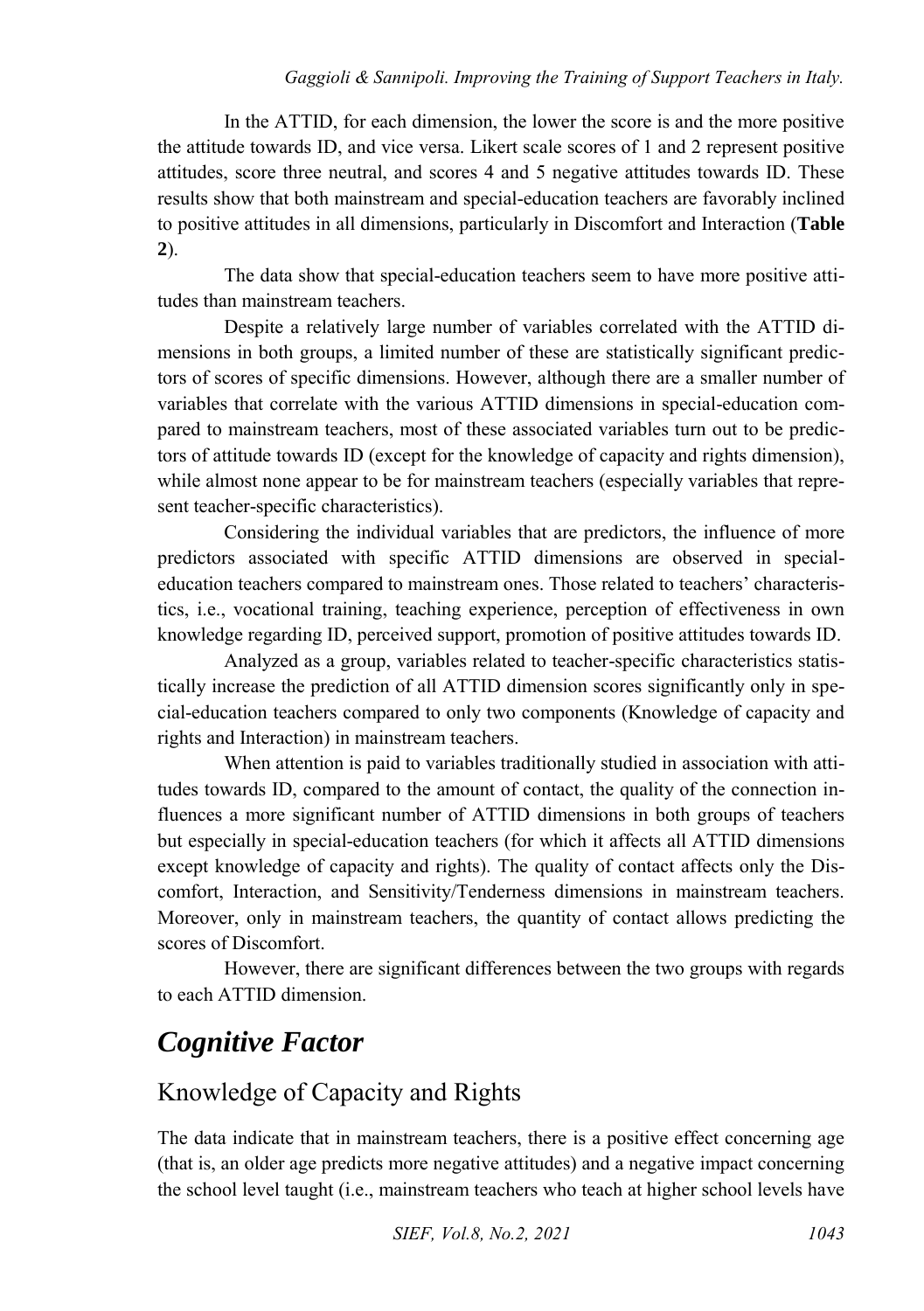In the ATTID, for each dimension, the lower the score is and the more positive the attitude towards ID, and vice versa. Likert scale scores of 1 and 2 represent positive attitudes, score three neutral, and scores 4 and 5 negative attitudes towards ID. These results show that both mainstream and special-education teachers are favorably inclined to positive attitudes in all dimensions, particularly in Discomfort and Interaction (**Table 2**).

The data show that special-education teachers seem to have more positive attitudes than mainstream teachers.

Despite a relatively large number of variables correlated with the ATTID dimensions in both groups, a limited number of these are statistically significant predictors of scores of specific dimensions. However, although there are a smaller number of variables that correlate with the various ATTID dimensions in special-education compared to mainstream teachers, most of these associated variables turn out to be predictors of attitude towards ID (except for the knowledge of capacity and rights dimension), while almost none appear to be for mainstream teachers (especially variables that represent teacher-specific characteristics).

Considering the individual variables that are predictors, the influence of more predictors associated with specific ATTID dimensions are observed in special-education teachers compared to mainstream ones. Those related to teachers' characteristics, i.e., vocational training, teaching experience, perception of effectiveness in own knowledge regarding ID, perceived support, promotion of positive attitudes towards ID.

Analyzed as a group, variables related to teacher-specific characteristics statistically increase the prediction of all ATTID dimension scores significantly only in special-education teachers compared to only two components (Knowledge of capacity and rights and Interaction) in mainstream teachers.

When attention is paid to variables traditionally studied in association with attitudes towards ID, compared to the amount of contact, the quality of the connection influences a more significant number of ATTID dimensions in both groups of teachers but especially in special-education teachers (for which it affects all ATTID dimensions except knowledge of capacity and rights). The quality of contact affects only the Discomfort, Interaction, and Sensitivity/Tenderness dimensions in mainstream teachers. Moreover, only in mainstream teachers, the quantity of contact allows predicting the scores of Discomfort.

However, there are significant differences between the two groups with regards to each ATTID dimension.

## *Cognitive Factor*

### Knowledge of Capacity and Rights

The data indicate that in mainstream teachers, there is a positive effect concerning age (that is, an older age predicts more negative attitudes) and a negative impact concerning the school level taught (i.e., mainstream teachers who teach at higher school levels have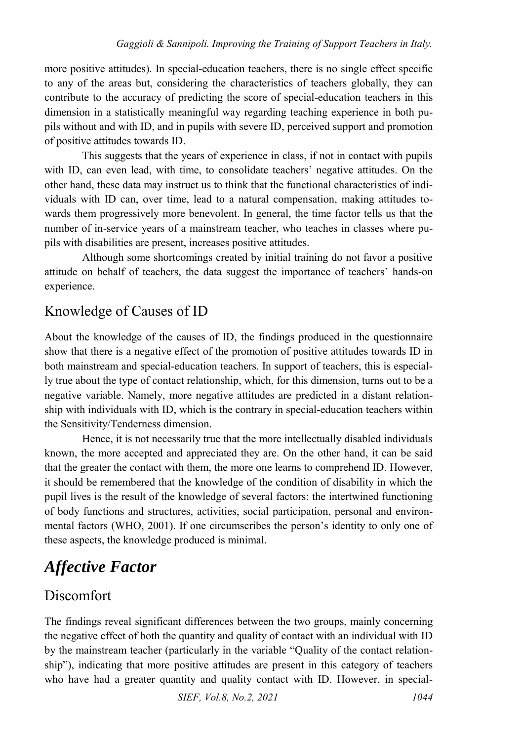more positive attitudes). In special-education teachers, there is no single effect specific to any of the areas but, considering the characteristics of teachers globally, they can contribute to the accuracy of predicting the score of special-education teachers in this dimension in a statistically meaningful way regarding teaching experience in both pupils without and with ID, and in pupils with severe ID, perceived support and promotion of positive attitudes towards ID.

This suggests that the years of experience in class, if not in contact with pupils with ID, can even lead, with time, to consolidate teachers' negative attitudes. On the other hand, these data may instruct us to think that the functional characteristics of individuals with ID can, over time, lead to a natural compensation, making attitudes towards them progressively more benevolent. In general, the time factor tells us that the number of in-service years of a mainstream teacher, who teaches in classes where pupils with disabilities are present, increases positive attitudes.

Although some shortcomings created by initial training do not favor a positive attitude on behalf of teachers, the data suggest the importance of teachers' hands-on experience.

### Knowledge of Causes of ID

About the knowledge of the causes of ID, the findings produced in the questionnaire show that there is a negative effect of the promotion of positive attitudes towards ID in both mainstream and special-education teachers. In support of teachers, this is especially true about the type of contact relationship, which, for this dimension, turns out to be a negative variable. Namely, more negative attitudes are predicted in a distant relationship with individuals with ID, which is the contrary in special-education teachers within the Sensitivity/Tenderness dimension.

Hence, it is not necessarily true that the more intellectually disabled individuals known, the more accepted and appreciated they are. On the other hand, it can be said that the greater the contact with them, the more one learns to comprehend ID. However, it should be remembered that the knowledge of the condition of disability in which the pupil lives is the result of the knowledge of several factors: the intertwined functioning of body functions and structures, activities, social participation, personal and environmental factors (WHO, 2001). If one circumscribes the person's identity to only one of these aspects, the knowledge produced is minimal.

## *Affective Factor*

### Discomfort

The findings reveal significant differences between the two groups, mainly concerning the negative effect of both the quantity and quality of contact with an individual with ID by the mainstream teacher (particularly in the variable "Quality of the contact relationship"), indicating that more positive attitudes are present in this category of teachers who have had a greater quantity and quality contact with ID. However, in special-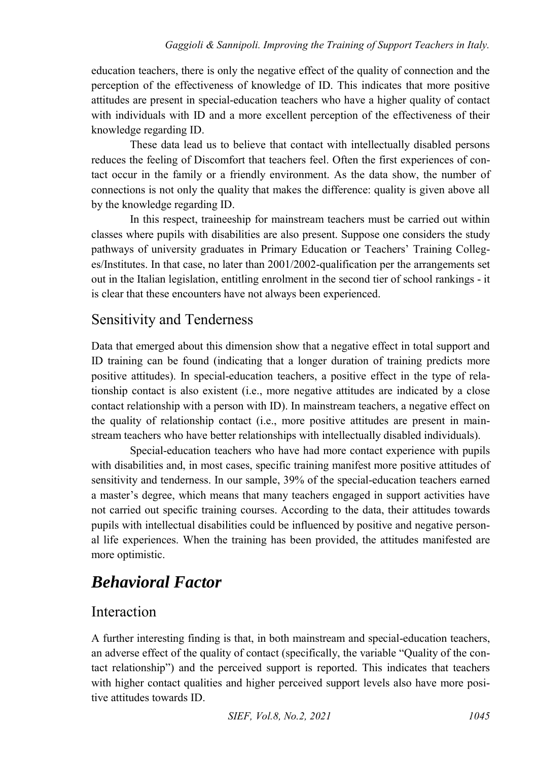education teachers, there is only the negative effect of the quality of connection and the perception of the effectiveness of knowledge of ID. This indicates that more positive attitudes are present in special-education teachers who have a higher quality of contact with individuals with ID and a more excellent perception of the effectiveness of their knowledge regarding ID.

These data lead us to believe that contact with intellectually disabled persons reduces the feeling of Discomfort that teachers feel. Often the first experiences of contact occur in the family or a friendly environment. As the data show, the number of connections is not only the quality that makes the difference: quality is given above all by the knowledge regarding ID.

In this respect, traineeship for mainstream teachers must be carried out within classes where pupils with disabilities are also present. Suppose one considers the study pathways of university graduates in Primary Education or Teachers' Training Colleges/Institutes. In that case, no later than 2001/2002-qualification per the arrangements set out in the Italian legislation, entitling enrolment in the second tier of school rankings - it is clear that these encounters have not always been experienced.

## Sensitivity and Tenderness

Data that emerged about this dimension show that a negative effect in total support and ID training can be found (indicating that a longer duration of training predicts more positive attitudes). In special-education teachers, a positive effect in the type of relationship contact is also existent (i.e., more negative attitudes are indicated by a close contact relationship with a person with ID). In mainstream teachers, a negative effect on the quality of relationship contact (i.e., more positive attitudes are present in mainstream teachers who have better relationships with intellectually disabled individuals).

Special-education teachers who have had more contact experience with pupils with disabilities and, in most cases, specific training manifest more positive attitudes of sensitivity and tenderness. In our sample, 39% of the special-education teachers earned a master's degree, which means that many teachers engaged in support activities have not carried out specific training courses. According to the data, their attitudes towards pupils with intellectual disabilities could be influenced by positive and negative personal life experiences. When the training has been provided, the attitudes manifested are more optimistic.

# *Behavioral Factor*

## Interaction

A further interesting finding is that, in both mainstream and special-education teachers, an adverse effect of the quality of contact (specifically, the variable "Quality of the contact relationship") and the perceived support is reported. This indicates that teachers with higher contact qualities and higher perceived support levels also have more positive attitudes towards ID.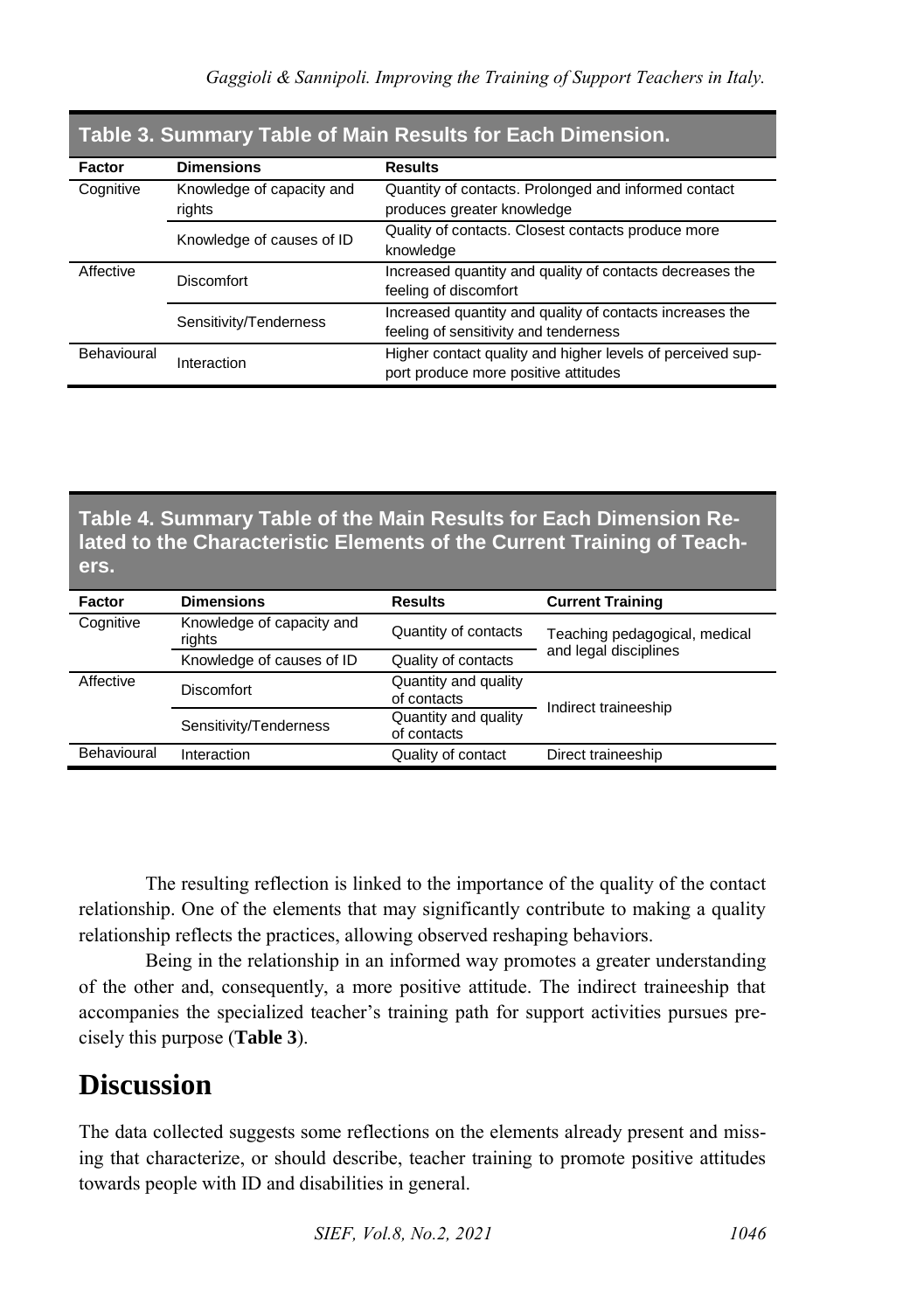**Table 3. Summary Table of Main Results for Each Dimension.**

| Factor | Dimensions | Results |
|---|---|---|
| Cognitive | Knowledge of capacity and rights | Quantity of contacts. Prolonged and informed contact produces greater knowledge |
| | Knowledge of causes of ID | Quality of contacts. Closest contacts produce more knowledge |
| Affective | Discomfort | Increased quantity and quality of contacts decreases the feeling of discomfort |
| | Sensitivity/Tenderness | Increased quantity and quality of contacts increases the feeling of sensitivity and tenderness |
| Behavioural | Interaction | Higher contact quality and higher levels of perceived support produce more positive attitudes |

**Table 4. Summary Table of the Main Results for Each Dimension Related to the Characteristic Elements of the Current Training of Teachers.**

| Factor | Dimensions | Results | Current Training |
|---|---|---|---|
| Cognitive | Knowledge of capacity and rights | Quantity of contacts | Teaching pedagogical, medical and legal disciplines |
| | Knowledge of causes of ID | Quality of contacts | |
| Affective | Discomfort | Quantity and quality of contacts | Indirect traineeship |
| | Sensitivity/Tenderness | Quantity and quality of contacts | |
| Behavioural | Interaction | Quality of contact | Direct traineeship |

The resulting reflection is linked to the importance of the quality of the contact relationship. One of the elements that may significantly contribute to making a quality relationship reflects the practices, allowing observed reshaping behaviors.

Being in the relationship in an informed way promotes a greater understanding of the other and, consequently, a more positive attitude. The indirect traineeship that accompanies the specialized teacher's training path for support activities pursues precisely this purpose (**Table 3**).

# Discussion

The data collected suggests some reflections on the elements already present and missing that characterize, or should describe, teacher training to promote positive attitudes towards people with ID and disabilities in general.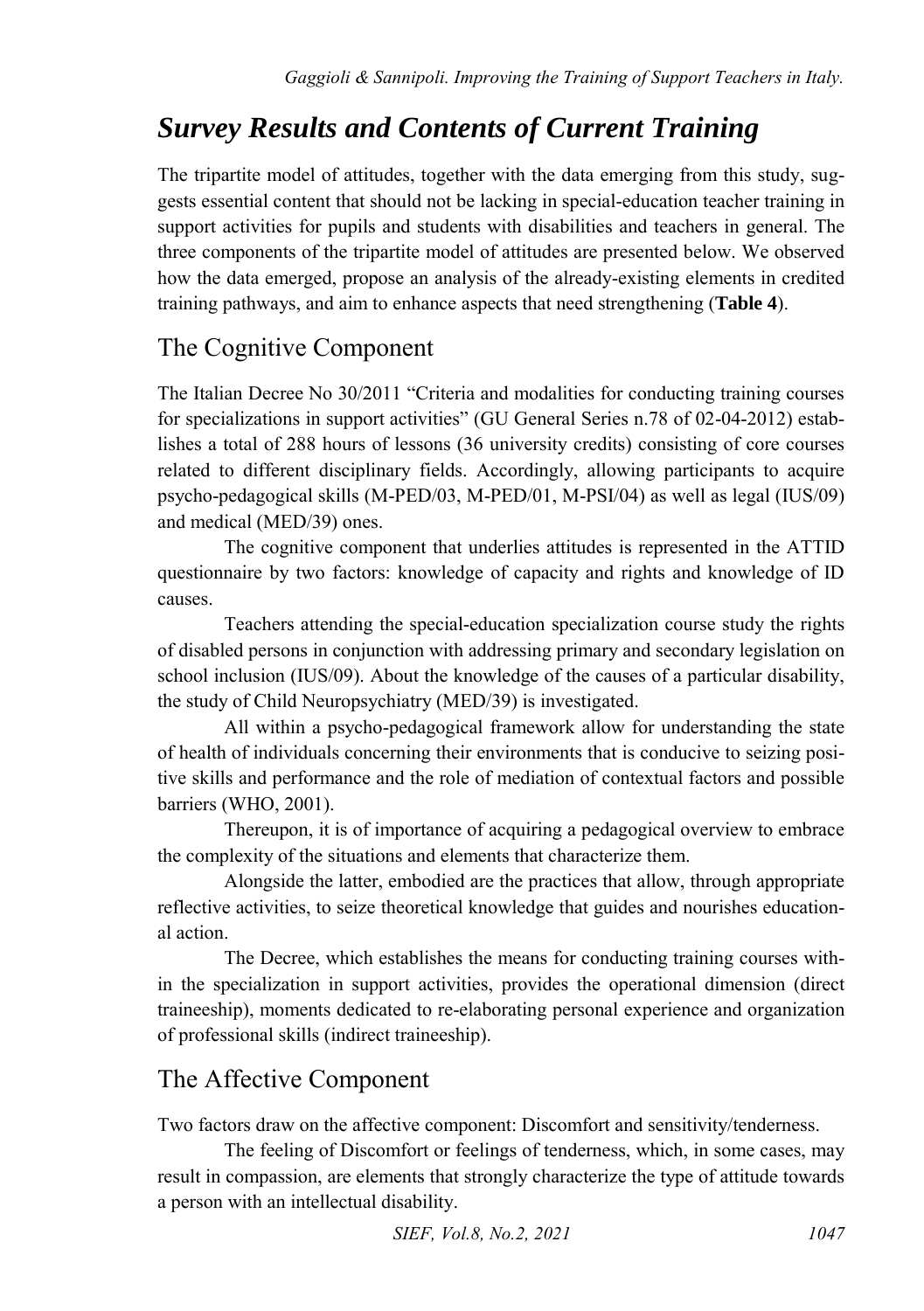## *Survey Results and Contents of Current Training*

The tripartite model of attitudes, together with the data emerging from this study, suggests essential content that should not be lacking in special-education teacher training in support activities for pupils and students with disabilities and teachers in general. The three components of the tripartite model of attitudes are presented below. We observed how the data emerged, propose an analysis of the already-existing elements in credited training pathways, and aim to enhance aspects that need strengthening (**Table 4**).

### The Cognitive Component

The Italian Decree No 30/2011 "Criteria and modalities for conducting training courses for specializations in support activities" (GU General Series n.78 of 02-04-2012) establishes a total of 288 hours of lessons (36 university credits) consisting of core courses related to different disciplinary fields. Accordingly, allowing participants to acquire psycho-pedagogical skills (M-PED/03, M-PED/01, M-PSI/04) as well as legal (IUS/09) and medical (MED/39) ones.

The cognitive component that underlies attitudes is represented in the ATTID questionnaire by two factors: knowledge of capacity and rights and knowledge of ID causes.

Teachers attending the special-education specialization course study the rights of disabled persons in conjunction with addressing primary and secondary legislation on school inclusion (IUS/09). About the knowledge of the causes of a particular disability, the study of Child Neuropsychiatry (MED/39) is investigated.

All within a psycho-pedagogical framework allow for understanding the state of health of individuals concerning their environments that is conducive to seizing positive skills and performance and the role of mediation of contextual factors and possible barriers (WHO, 2001).

Thereupon, it is of importance of acquiring a pedagogical overview to embrace the complexity of the situations and elements that characterize them.

Alongside the latter, embodied are the practices that allow, through appropriate reflective activities, to seize theoretical knowledge that guides and nourishes educational action.

The Decree, which establishes the means for conducting training courses within the specialization in support activities, provides the operational dimension (direct traineeship), moments dedicated to re-elaborating personal experience and organization of professional skills (indirect traineeship).

### The Affective Component

Two factors draw on the affective component: Discomfort and sensitivity/tenderness.

The feeling of Discomfort or feelings of tenderness, which, in some cases, may result in compassion, are elements that strongly characterize the type of attitude towards a person with an intellectual disability.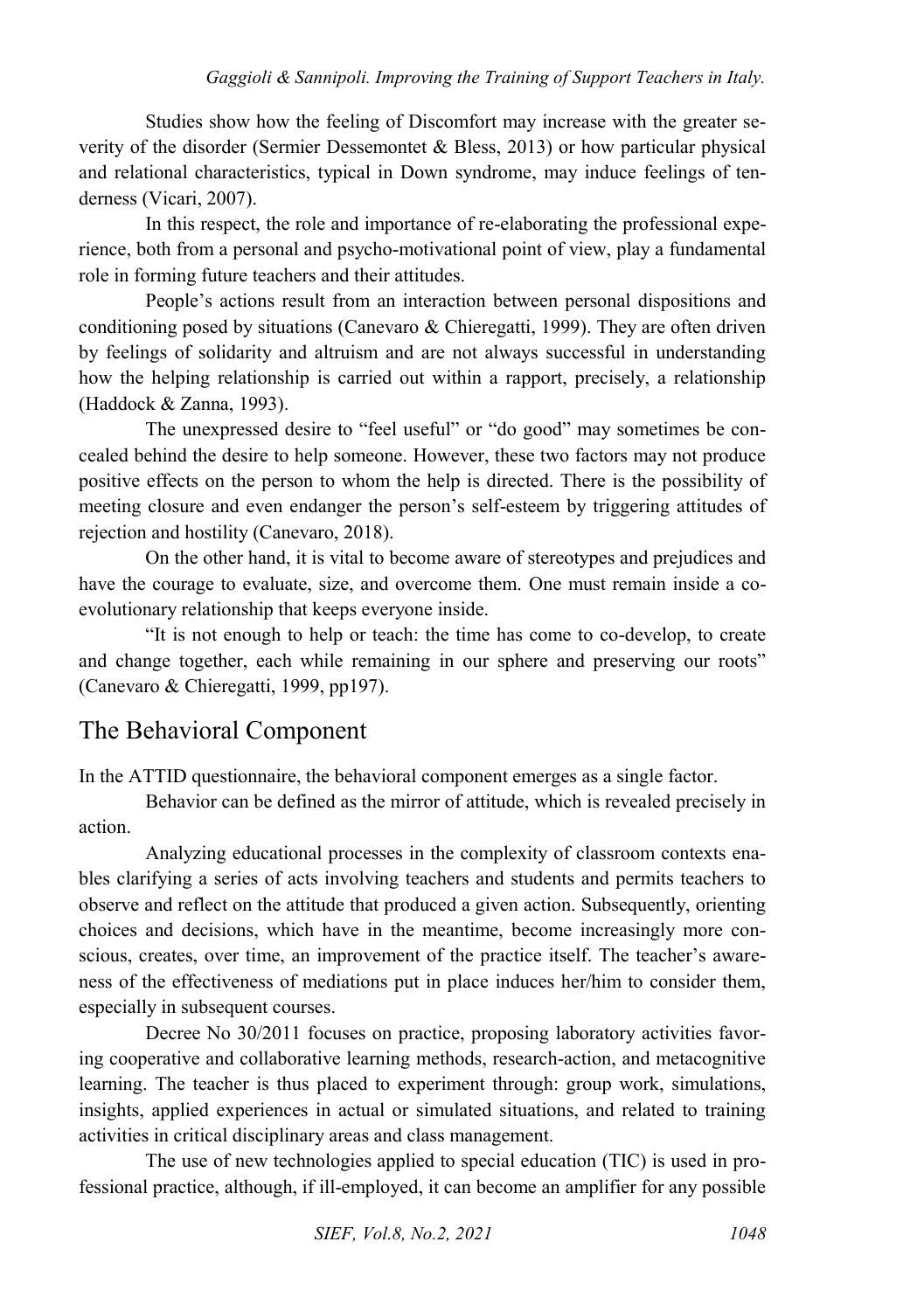Studies show how the feeling of Discomfort may increase with the greater severity of the disorder (Sermier Dessemontet & Bless, 2013) or how particular physical and relational characteristics, typical in Down syndrome, may induce feelings of tenderness (Vicari, 2007).

In this respect, the role and importance of re-elaborating the professional experience, both from a personal and psycho-motivational point of view, play a fundamental role in forming future teachers and their attitudes.

People's actions result from an interaction between personal dispositions and conditioning posed by situations (Canevaro & Chieregatti, 1999). They are often driven by feelings of solidarity and altruism and are not always successful in understanding how the helping relationship is carried out within a rapport, precisely, a relationship (Haddock & Zanna, 1993).

The unexpressed desire to "feel useful" or "do good" may sometimes be concealed behind the desire to help someone. However, these two factors may not produce positive effects on the person to whom the help is directed. There is the possibility of meeting closure and even endanger the person's self-esteem by triggering attitudes of rejection and hostility (Canevaro, 2018).

On the other hand, it is vital to become aware of stereotypes and prejudices and have the courage to evaluate, size, and overcome them. One must remain inside a co-evolutionary relationship that keeps everyone inside.

"It is not enough to help or teach: the time has come to co-develop, to create and change together, each while remaining in our sphere and preserving our roots" (Canevaro & Chieregatti, 1999, pp197).

## The Behavioral Component

In the ATTID questionnaire, the behavioral component emerges as a single factor.

Behavior can be defined as the mirror of attitude, which is revealed precisely in action.

Analyzing educational processes in the complexity of classroom contexts enables clarifying a series of acts involving teachers and students and permits teachers to observe and reflect on the attitude that produced a given action. Subsequently, orienting choices and decisions, which have in the meantime, become increasingly more conscious, creates, over time, an improvement of the practice itself. The teacher's awareness of the effectiveness of mediations put in place induces her/him to consider them, especially in subsequent courses.

Decree No 30/2011 focuses on practice, proposing laboratory activities favoring cooperative and collaborative learning methods, research-action, and metacognitive learning. The teacher is thus placed to experiment through: group work, simulations, insights, applied experiences in actual or simulated situations, and related to training activities in critical disciplinary areas and class management.

The use of new technologies applied to special education (TIC) is used in professional practice, although, if ill-employed, it can become an amplifier for any possible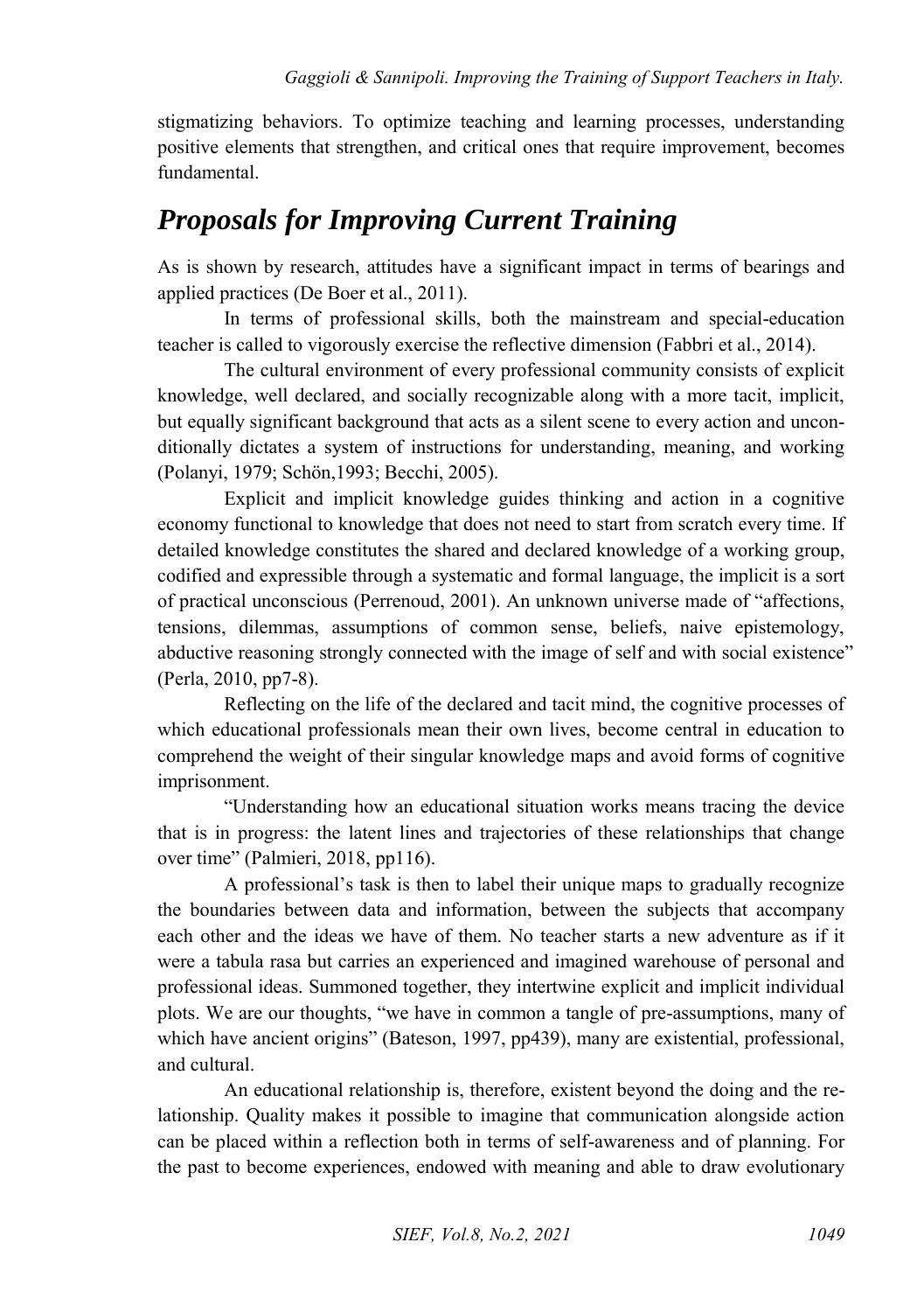stigmatizing behaviors. To optimize teaching and learning processes, understanding positive elements that strengthen, and critical ones that require improvement, becomes fundamental.

## *Proposals for Improving Current Training*

As is shown by research, attitudes have a significant impact in terms of bearings and applied practices (De Boer et al., 2011).

In terms of professional skills, both the mainstream and special-education teacher is called to vigorously exercise the reflective dimension (Fabbri et al., 2014).

The cultural environment of every professional community consists of explicit knowledge, well declared, and socially recognizable along with a more tacit, implicit, but equally significant background that acts as a silent scene to every action and unconditionally dictates a system of instructions for understanding, meaning, and working (Polanyi, 1979; Schön,1993; Becchi, 2005).

Explicit and implicit knowledge guides thinking and action in a cognitive economy functional to knowledge that does not need to start from scratch every time. If detailed knowledge constitutes the shared and declared knowledge of a working group, codified and expressible through a systematic and formal language, the implicit is a sort of practical unconscious (Perrenoud, 2001). An unknown universe made of "affections, tensions, dilemmas, assumptions of common sense, beliefs, naive epistemology, abductive reasoning strongly connected with the image of self and with social existence" (Perla, 2010, pp7-8).

Reflecting on the life of the declared and tacit mind, the cognitive processes of which educational professionals mean their own lives, become central in education to comprehend the weight of their singular knowledge maps and avoid forms of cognitive imprisonment.

"Understanding how an educational situation works means tracing the device that is in progress: the latent lines and trajectories of these relationships that change over time" (Palmieri, 2018, pp116).

A professional's task is then to label their unique maps to gradually recognize the boundaries between data and information, between the subjects that accompany each other and the ideas we have of them. No teacher starts a new adventure as if it were a tabula rasa but carries an experienced and imagined warehouse of personal and professional ideas. Summoned together, they intertwine explicit and implicit individual plots. We are our thoughts, "we have in common a tangle of pre-assumptions, many of which have ancient origins" (Bateson, 1997, pp439), many are existential, professional, and cultural.

An educational relationship is, therefore, existent beyond the doing and the relationship. Quality makes it possible to imagine that communication alongside action can be placed within a reflection both in terms of self-awareness and of planning. For the past to become experiences, endowed with meaning and able to draw evolutionary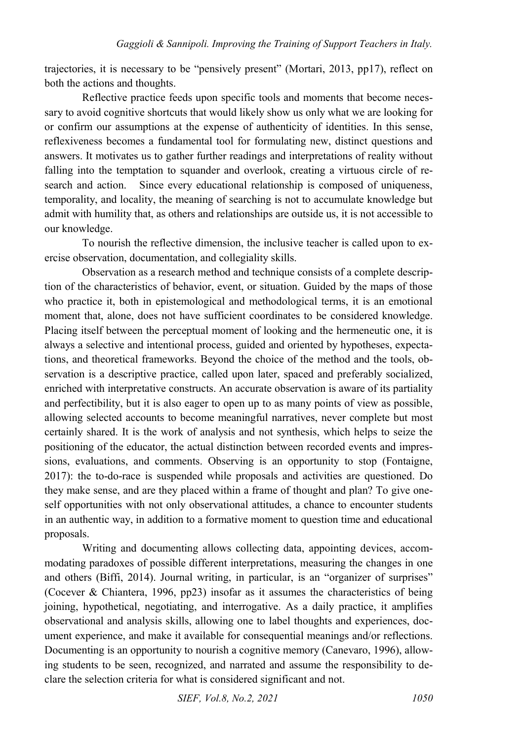trajectories, it is necessary to be "pensively present" (Mortari, 2013, pp17), reflect on both the actions and thoughts.

Reflective practice feeds upon specific tools and moments that become necessary to avoid cognitive shortcuts that would likely show us only what we are looking for or confirm our assumptions at the expense of authenticity of identities. In this sense, reflexiveness becomes a fundamental tool for formulating new, distinct questions and answers. It motivates us to gather further readings and interpretations of reality without falling into the temptation to squander and overlook, creating a virtuous circle of research and action. Since every educational relationship is composed of uniqueness, temporality, and locality, the meaning of searching is not to accumulate knowledge but admit with humility that, as others and relationships are outside us, it is not accessible to our knowledge.

To nourish the reflective dimension, the inclusive teacher is called upon to exercise observation, documentation, and collegiality skills.

Observation as a research method and technique consists of a complete description of the characteristics of behavior, event, or situation. Guided by the maps of those who practice it, both in epistemological and methodological terms, it is an emotional moment that, alone, does not have sufficient coordinates to be considered knowledge. Placing itself between the perceptual moment of looking and the hermeneutic one, it is always a selective and intentional process, guided and oriented by hypotheses, expectations, and theoretical frameworks. Beyond the choice of the method and the tools, observation is a descriptive practice, called upon later, spaced and preferably socialized, enriched with interpretative constructs. An accurate observation is aware of its partiality and perfectibility, but it is also eager to open up to as many points of view as possible, allowing selected accounts to become meaningful narratives, never complete but most certainly shared. It is the work of analysis and not synthesis, which helps to seize the positioning of the educator, the actual distinction between recorded events and impressions, evaluations, and comments. Observing is an opportunity to stop (Fontaigne, 2017): the to-do-race is suspended while proposals and activities are questioned. Do they make sense, and are they placed within a frame of thought and plan? To give oneself opportunities with not only observational attitudes, a chance to encounter students in an authentic way, in addition to a formative moment to question time and educational proposals.

Writing and documenting allows collecting data, appointing devices, accommodating paradoxes of possible different interpretations, measuring the changes in one and others (Biffi, 2014). Journal writing, in particular, is an "organizer of surprises" (Cocever & Chiantera, 1996, pp23) insofar as it assumes the characteristics of being joining, hypothetical, negotiating, and interrogative. As a daily practice, it amplifies observational and analysis skills, allowing one to label thoughts and experiences, document experience, and make it available for consequential meanings and/or reflections. Documenting is an opportunity to nourish a cognitive memory (Canevaro, 1996), allowing students to be seen, recognized, and narrated and assume the responsibility to declare the selection criteria for what is considered significant and not.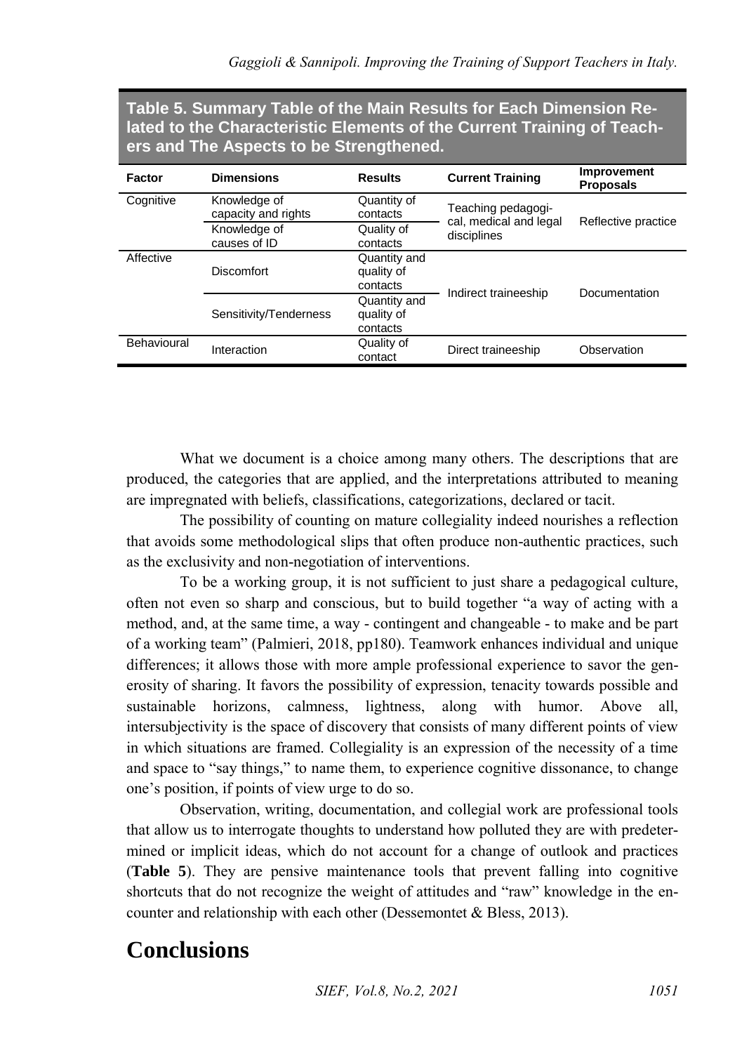**Table 5. Summary Table of the Main Results for Each Dimension Related to the Characteristic Elements of the Current Training of Teachers and The Aspects to be Strengthened.**

| Factor | Dimensions | Results | Current Training | Improvement Proposals |
|---|---|---|---|---|
| Cognitive | Knowledge of capacity and rights | Quantity of contacts | Teaching pedagogical, medical and legal disciplines | Reflective practice |
| | Knowledge of causes of ID | Quality of contacts | | |
| Affective | Discomfort | Quantity and quality of contacts | Indirect traineeship | Documentation |
| | Sensitivity/Tenderness | Quantity and quality of contacts | | |
| Behavioural | Interaction | Quality of contact | Direct traineeship | Observation |

What we document is a choice among many others. The descriptions that are produced, the categories that are applied, and the interpretations attributed to meaning are impregnated with beliefs, classifications, categorizations, declared or tacit.

The possibility of counting on mature collegiality indeed nourishes a reflection that avoids some methodological slips that often produce non-authentic practices, such as the exclusivity and non-negotiation of interventions.

To be a working group, it is not sufficient to just share a pedagogical culture, often not even so sharp and conscious, but to build together "a way of acting with a method, and, at the same time, a way - contingent and changeable - to make and be part of a working team" (Palmieri, 2018, pp180). Teamwork enhances individual and unique differences; it allows those with more ample professional experience to savor the generosity of sharing. It favors the possibility of expression, tenacity towards possible and sustainable horizons, calmness, lightness, along with humor. Above all, intersubjectivity is the space of discovery that consists of many different points of view in which situations are framed. Collegiality is an expression of the necessity of a time and space to "say things," to name them, to experience cognitive dissonance, to change one's position, if points of view urge to do so.

Observation, writing, documentation, and collegial work are professional tools that allow us to interrogate thoughts to understand how polluted they are with predetermined or implicit ideas, which do not account for a change of outlook and practices (**Table 5**). They are pensive maintenance tools that prevent falling into cognitive shortcuts that do not recognize the weight of attitudes and "raw" knowledge in the encounter and relationship with each other (Dessemontet & Bless, 2013).

# Conclusions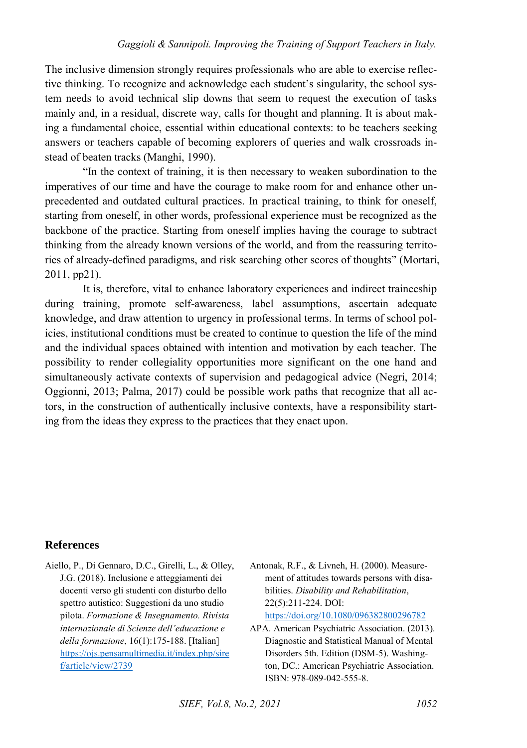The inclusive dimension strongly requires professionals who are able to exercise reflective thinking. To recognize and acknowledge each student's singularity, the school system needs to avoid technical slip downs that seem to request the execution of tasks mainly and, in a residual, discrete way, calls for thought and planning. It is about making a fundamental choice, essential within educational contexts: to be teachers seeking answers or teachers capable of becoming explorers of queries and walk crossroads instead of beaten tracks (Manghi, 1990).

"In the context of training, it is then necessary to weaken subordination to the imperatives of our time and have the courage to make room for and enhance other unprecedented and outdated cultural practices. In practical training, to think for oneself, starting from oneself, in other words, professional experience must be recognized as the backbone of the practice. Starting from oneself implies having the courage to subtract thinking from the already known versions of the world, and from the reassuring territories of already-defined paradigms, and risk searching other scores of thoughts" (Mortari, 2011, pp21).

It is, therefore, vital to enhance laboratory experiences and indirect traineeship during training, promote self-awareness, label assumptions, ascertain adequate knowledge, and draw attention to urgency in professional terms. In terms of school policies, institutional conditions must be created to continue to question the life of the mind and the individual spaces obtained with intention and motivation by each teacher. The possibility to render collegiality opportunities more significant on the one hand and simultaneously activate contexts of supervision and pedagogical advice (Negri, 2014; Oggionni, 2013; Palma, 2017) could be possible work paths that recognize that all actors, in the construction of authentically inclusive contexts, have a responsibility starting from the ideas they express to the practices that they enact upon.

## References

Aiello, P., Di Gennaro, D.C., Girelli, L., & Olley, J.G. (2018). Inclusione e atteggiamenti dei docenti verso gli studenti con disturbo dello spettro autistico: Suggestioni da uno studio pilota. *Formazione & Insegnamento. Rivista internazionale di Scienze dell'educazione e della formazione*, 16(1):175-188. [Italian] https://ojs.pensamultimedia.it/index.php/siref/article/view/2739

Antonak, R.F., & Livneh, H. (2000). Measurement of attitudes towards persons with disabilities. *Disability and Rehabilitation*, 22(5):211-224. DOI: https://doi.org/10.1080/096382800296782

APA. American Psychiatric Association. (2013). Diagnostic and Statistical Manual of Mental Disorders 5th. Edition (DSM-5). Washington, DC.: American Psychiatric Association. ISBN: 978-089-042-555-8.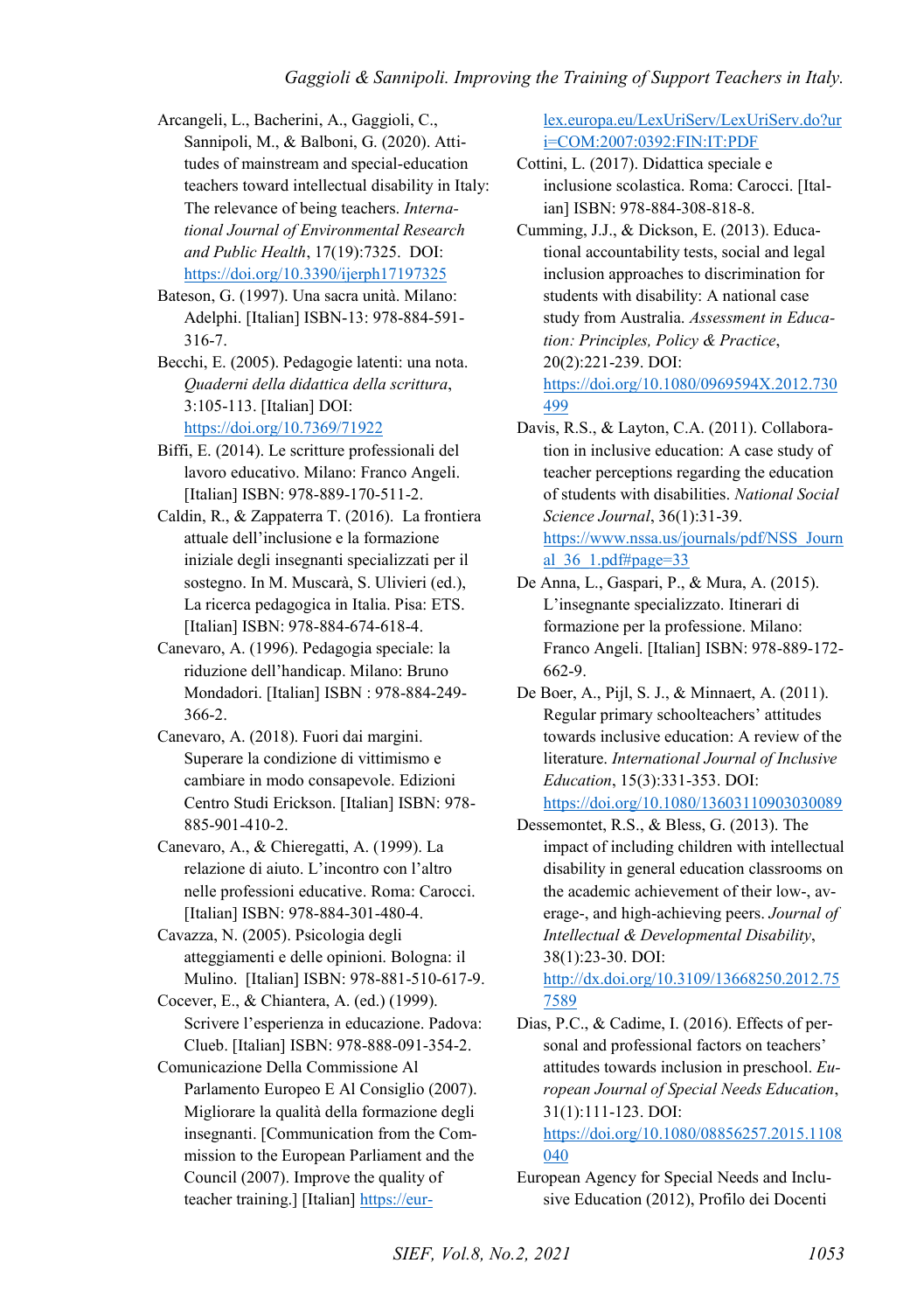Arcangeli, L., Bacherini, A., Gaggioli, C., Sannipoli, M., & Balboni, G. (2020). Attitudes of mainstream and special-education teachers toward intellectual disability in Italy: The relevance of being teachers. *International Journal of Environmental Research and Public Health*, 17(19):7325. DOI: https://doi.org/10.3390/ijerph17197325

Bateson, G. (1997). Una sacra unità. Milano: Adelphi. [Italian] ISBN-13: 978-884-591-316-7.

Becchi, E. (2005). Pedagogie latenti: una nota. *Quaderni della didattica della scrittura*, 3:105-113. [Italian] DOI: https://doi.org/10.7369/71922

Biffi, E. (2014). Le scritture professionali del lavoro educativo. Milano: Franco Angeli. [Italian] ISBN: 978-889-170-511-2.

Caldin, R., & Zappaterra T. (2016). La frontiera attuale dell'inclusione e la formazione iniziale degli insegnanti specializzati per il sostegno. In M. Muscarà, S. Ulivieri (ed.), La ricerca pedagogica in Italia. Pisa: ETS. [Italian] ISBN: 978-884-674-618-4.

Canevaro, A. (1996). Pedagogia speciale: la riduzione dell'handicap. Milano: Bruno Mondadori. [Italian] ISBN : 978-884-249-366-2.

Canevaro, A. (2018). Fuori dai margini. Superare la condizione di vittimismo e cambiare in modo consapevole. Edizioni Centro Studi Erickson. [Italian] ISBN: 978-885-901-410-2.

Canevaro, A., & Chieregatti, A. (1999). La relazione di aiuto. L'incontro con l'altro nelle professioni educative. Roma: Carocci. [Italian] ISBN: 978-884-301-480-4.

Cavazza, N. (2005). Psicologia degli atteggiamenti e delle opinioni. Bologna: il Mulino. [Italian] ISBN: 978-881-510-617-9.

Cocever, E., & Chiantera, A. (ed.) (1999). Scrivere l'esperienza in educazione. Padova: Clueb. [Italian] ISBN: 978-888-091-354-2.

Comunicazione Della Commissione Al Parlamento Europeo E Al Consiglio (2007). Migliorare la qualità della formazione degli insegnanti. [Communication from the Commission to the European Parliament and the Council (2007). Improve the quality of teacher training.] [Italian] https://eur-lex.europa.eu/LexUriServ/LexUriServ.do?uri=COM:2007:0392:FIN:IT:PDF

Cottini, L. (2017). Didattica speciale e inclusione scolastica. Roma: Carocci. [Italian] ISBN: 978-884-308-818-8.

Cumming, J.J., & Dickson, E. (2013). Educational accountability tests, social and legal inclusion approaches to discrimination for students with disability: A national case study from Australia. *Assessment in Education: Principles, Policy & Practice*, 20(2):221-239. DOI: https://doi.org/10.1080/0969594X.2012.730499

Davis, R.S., & Layton, C.A. (2011). Collaboration in inclusive education: A case study of teacher perceptions regarding the education of students with disabilities. *National Social Science Journal*, 36(1):31-39. https://www.nssa.us/journals/pdf/NSS_Journal_36_1.pdf#page=33

De Anna, L., Gaspari, P., & Mura, A. (2015). L'insegnante specializzato. Itinerari di formazione per la professione. Milano: Franco Angeli. [Italian] ISBN: 978-889-172-662-9.

De Boer, A., Pijl, S. J., & Minnaert, A. (2011). Regular primary schoolteachers' attitudes towards inclusive education: A review of the literature. *International Journal of Inclusive Education*, 15(3):331-353. DOI: https://doi.org/10.1080/13603110903030089

Dessemontet, R.S., & Bless, G. (2013). The impact of including children with intellectual disability in general education classrooms on the academic achievement of their low-, average-, and high-achieving peers. *Journal of Intellectual & Developmental Disability*, 38(1):23-30. DOI: http://dx.doi.org/10.3109/13668250.2012.757589

Dias, P.C., & Cadime, I. (2016). Effects of personal and professional factors on teachers' attitudes towards inclusion in preschool. *European Journal of Special Needs Education*, 31(1):111-123. DOI: https://doi.org/10.1080/08856257.2015.1108040

European Agency for Special Needs and Inclusive Education (2012), Profilo dei Docenti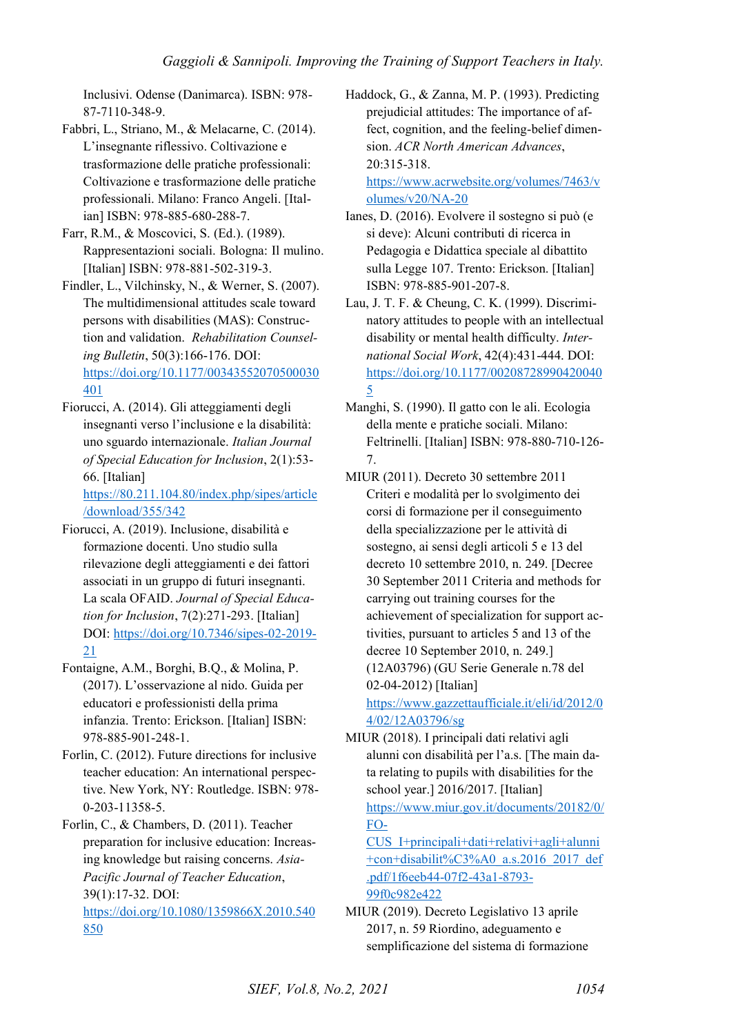Inclusivi. Odense (Danimarca). ISBN: 978-87-7110-348-9.

Fabbri, L., Striano, M., & Melacarne, C. (2014). L'insegnante riflessivo. Coltivazione e trasformazione delle pratiche professionali: Coltivazione e trasformazione delle pratiche professionali. Milano: Franco Angeli. [Italian] ISBN: 978-885-680-288-7.

Farr, R.M., & Moscovici, S. (Ed.). (1989). Rappresentazioni sociali. Bologna: Il mulino. [Italian] ISBN: 978-881-502-319-3.

Findler, L., Vilchinsky, N., & Werner, S. (2007). The multidimensional attitudes scale toward persons with disabilities (MAS): Construction and validation. *Rehabilitation Counseling Bulletin*, 50(3):166-176. DOI: https://doi.org/10.1177/00343552070500030401

Fiorucci, A. (2014). Gli atteggiamenti degli insegnanti verso l'inclusione e la disabilità: uno sguardo internazionale. *Italian Journal of Special Education for Inclusion*, 2(1):53-66. [Italian] https://80.211.104.80/index.php/sipes/article/download/355/342

Fiorucci, A. (2019). Inclusione, disabilità e formazione docenti. Uno studio sulla rilevazione degli atteggiamenti e dei fattori associati in un gruppo di futuri insegnanti. La scala OFAID. *Journal of Special Education for Inclusion*, 7(2):271-293. [Italian] DOI: https://doi.org/10.7346/sipes-02-2019-21

Fontaigne, A.M., Borghi, B.Q., & Molina, P. (2017). L'osservazione al nido. Guida per educatori e professionisti della prima infanzia. Trento: Erickson. [Italian] ISBN: 978-885-901-248-1.

Forlin, C. (2012). Future directions for inclusive teacher education: An international perspective. New York, NY: Routledge. ISBN: 978-0-203-11358-5.

Forlin, C., & Chambers, D. (2011). Teacher preparation for inclusive education: Increasing knowledge but raising concerns. *Asia-Pacific Journal of Teacher Education*, 39(1):17-32. DOI: https://doi.org/10.1080/1359866X.2010.540850

Haddock, G., & Zanna, M. P. (1993). Predicting prejudicial attitudes: The importance of affect, cognition, and the feeling-belief dimension. *ACR North American Advances*, 20:315-318. https://www.acrwebsite.org/volumes/7463/volumes/v20/NA-20

Ianes, D. (2016). Evolvere il sostegno si può (e si deve): Alcuni contributi di ricerca in Pedagogia e Didattica speciale al dibattito sulla Legge 107. Trento: Erickson. [Italian] ISBN: 978-885-901-207-8.

Lau, J. T. F. & Cheung, C. K. (1999). Discriminatory attitudes to people with an intellectual disability or mental health difficulty. *International Social Work*, 42(4):431-444. DOI: https://doi.org/10.1177/002087289904200405

Manghi, S. (1990). Il gatto con le ali. Ecologia della mente e pratiche sociali. Milano: Feltrinelli. [Italian] ISBN: 978-880-710-126-7.

MIUR (2011). Decreto 30 settembre 2011 Criteri e modalità per lo svolgimento dei corsi di formazione per il conseguimento della specializzazione per le attività di sostegno, ai sensi degli articoli 5 e 13 del decreto 10 settembre 2010, n. 249. [Decree 30 September 2011 Criteria and methods for carrying out training courses for the achievement of specialization for support activities, pursuant to articles 5 and 13 of the decree 10 September 2010, n. 249.] (12A03796) (GU Serie Generale n.78 del 02-04-2012) [Italian] https://www.gazzettaufficiale.it/eli/id/2012/04/02/12A03796/sg

MIUR (2018). I principali dati relativi agli alunni con disabilità per l'a.s. [The main data relating to pupils with disabilities for the school year.] 2016/2017. [Italian] https://www.miur.gov.it/documents/20182/0/FOCUS_I+principali+dati+relativi+agli+alunni+con+disabilit%C3%A0_a.s.2016_2017_def.pdf/1f6eeb44-07f2-43a1-8793-99f0c982e422

MIUR (2019). Decreto Legislativo 13 aprile 2017, n. 59 Riordino, adeguamento e semplificazione del sistema di formazione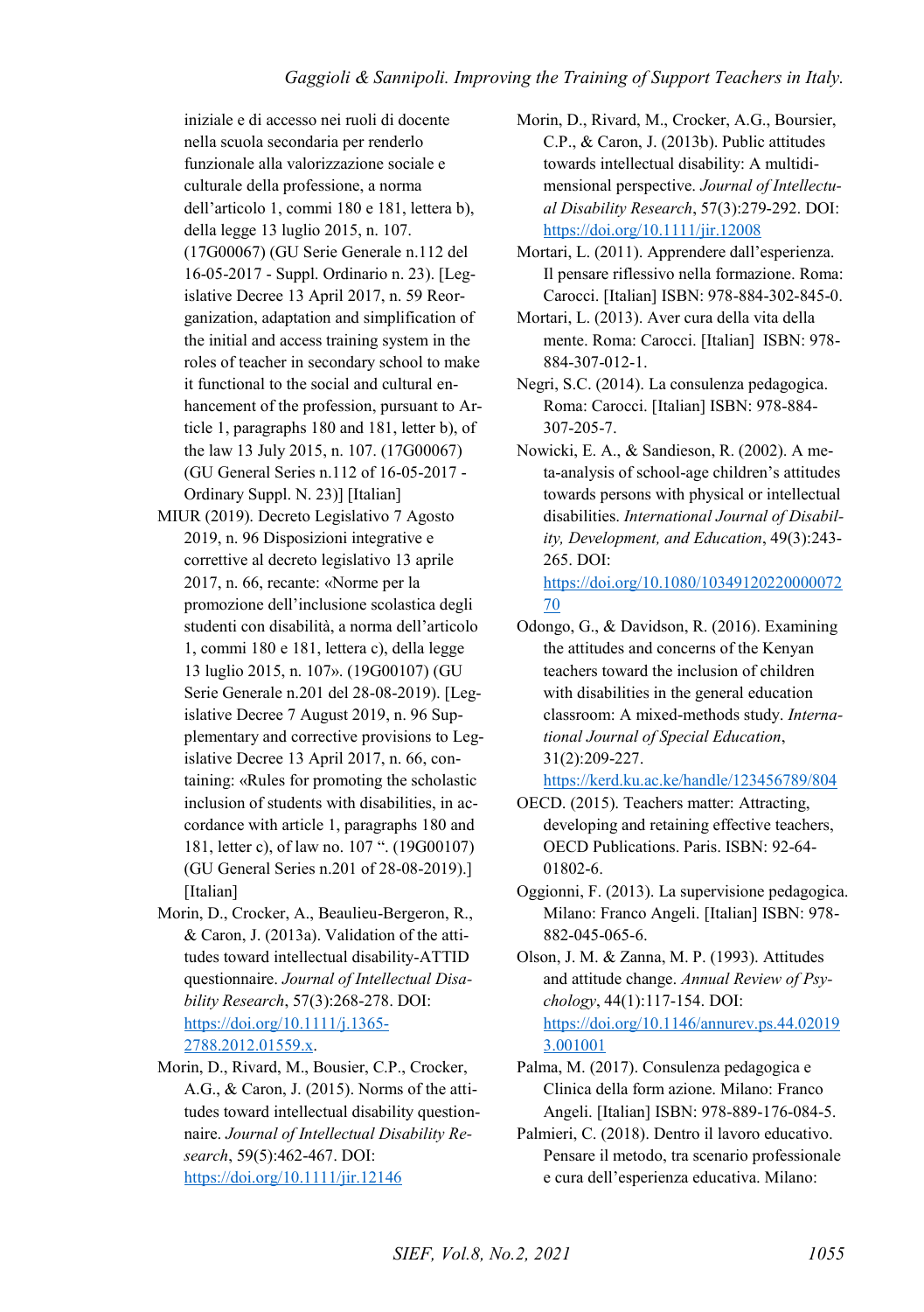iniziale e di accesso nei ruoli di docente nella scuola secondaria per renderlo funzionale alla valorizzazione sociale e culturale della professione, a norma dell'articolo 1, commi 180 e 181, lettera b), della legge 13 luglio 2015, n. 107. (17G00067) (GU Serie Generale n.112 del 16-05-2017 - Suppl. Ordinario n. 23). [Legislative Decree 13 April 2017, n. 59 Reorganization, adaptation and simplification of the initial and access training system in the roles of teacher in secondary school to make it functional to the social and cultural enhancement of the profession, pursuant to Article 1, paragraphs 180 and 181, letter b), of the law 13 July 2015, n. 107. (17G00067) (GU General Series n.112 of 16-05-2017 - Ordinary Suppl. N. 23)] [Italian]

MIUR (2019). Decreto Legislativo 7 Agosto 2019, n. 96 Disposizioni integrative e correttive al decreto legislativo 13 aprile 2017, n. 66, recante: «Norme per la promozione dell'inclusione scolastica degli studenti con disabilità, a norma dell'articolo 1, commi 180 e 181, lettera c), della legge 13 luglio 2015, n. 107». (19G00107) (GU Serie Generale n.201 del 28-08-2019). [Legislative Decree 7 August 2019, n. 96 Supplementary and corrective provisions to Legislative Decree 13 April 2017, n. 66, containing: «Rules for promoting the scholastic inclusion of students with disabilities, in accordance with article 1, paragraphs 180 and 181, letter c), of law no. 107 ". (19G00107) (GU General Series n.201 of 28-08-2019).] [Italian]

Morin, D., Crocker, A., Beaulieu-Bergeron, R., & Caron, J. (2013a). Validation of the attitudes toward intellectual disability-ATTID questionnaire. *Journal of Intellectual Disability Research*, 57(3):268-278. DOI: https://doi.org/10.1111/j.1365-2788.2012.01559.x.

Morin, D., Rivard, M., Bousier, C.P., Crocker, A.G., & Caron, J. (2015). Norms of the attitudes toward intellectual disability questionnaire. *Journal of Intellectual Disability Research*, 59(5):462-467. DOI: https://doi.org/10.1111/jir.12146

Morin, D., Rivard, M., Crocker, A.G., Boursier, C.P., & Caron, J. (2013b). Public attitudes towards intellectual disability: A multidimensional perspective. *Journal of Intellectual Disability Research*, 57(3):279-292. DOI: https://doi.org/10.1111/jir.12008

Mortari, L. (2011). Apprendere dall'esperienza. Il pensare riflessivo nella formazione. Roma: Carocci. [Italian] ISBN: 978-884-302-845-0.

Mortari, L. (2013). Aver cura della vita della mente. Roma: Carocci. [Italian] ISBN: 978-884-307-012-1.

Negri, S.C. (2014). La consulenza pedagogica. Roma: Carocci. [Italian] ISBN: 978-884-307-205-7.

Nowicki, E. A., & Sandieson, R. (2002). A meta-analysis of school-age children's attitudes towards persons with physical or intellectual disabilities. *International Journal of Disability, Development, and Education*, 49(3):243-265. DOI: https://doi.org/10.1080/1034912022000007270

Odongo, G., & Davidson, R. (2016). Examining the attitudes and concerns of the Kenyan teachers toward the inclusion of children with disabilities in the general education classroom: A mixed-methods study. *International Journal of Special Education*, 31(2):209-227. https://kerd.ku.ac.ke/handle/123456789/804

OECD. (2015). Teachers matter: Attracting, developing and retaining effective teachers, OECD Publications. Paris. ISBN: 92-64-01802-6.

Oggionni, F. (2013). La supervisione pedagogica. Milano: Franco Angeli. [Italian] ISBN: 978-882-045-065-6.

Olson, J. M. & Zanna, M. P. (1993). Attitudes and attitude change. *Annual Review of Psychology*, 44(1):117-154. DOI: https://doi.org/10.1146/annurev.ps.44.020193.001001

Palma, M. (2017). Consulenza pedagogica e Clinica della form azione. Milano: Franco Angeli. [Italian] ISBN: 978-889-176-084-5.

Palmieri, C. (2018). Dentro il lavoro educativo. Pensare il metodo, tra scenario professionale e cura dell'esperienza educativa. Milano: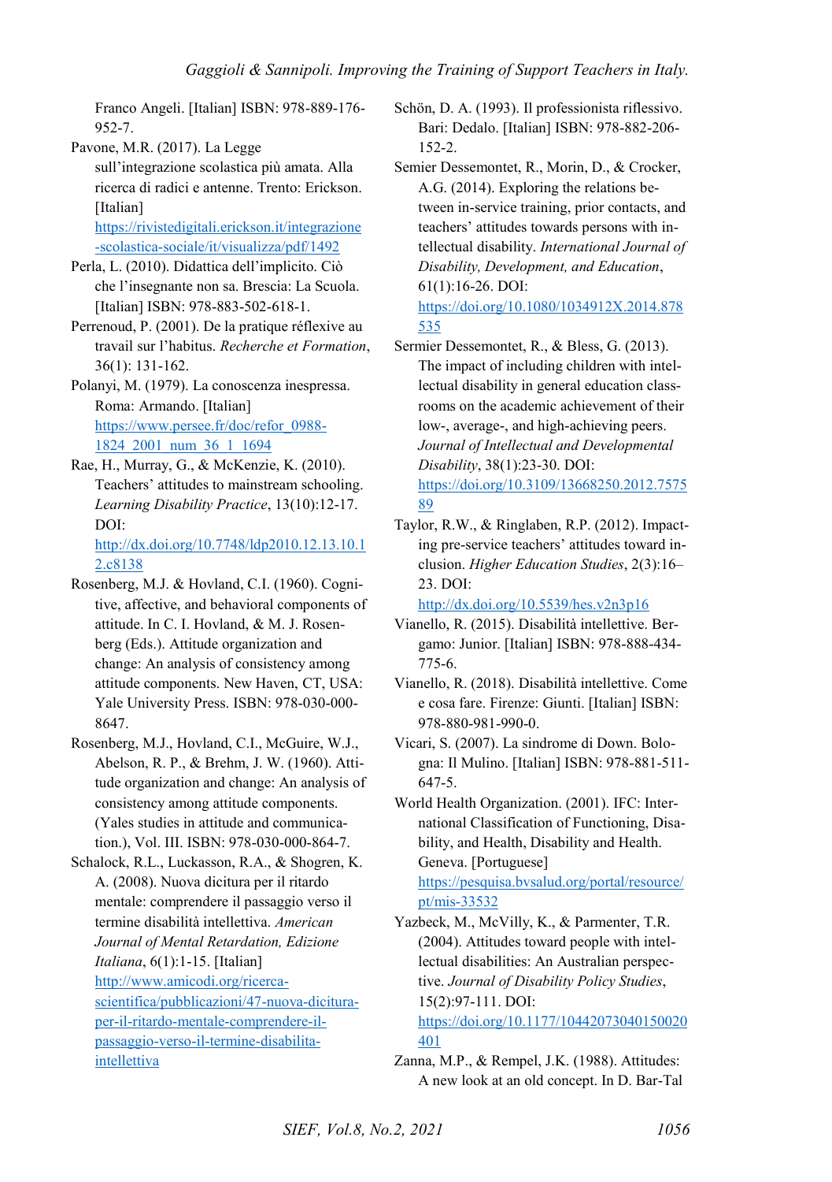Franco Angeli. [Italian] ISBN: 978-889-176-952-7.

Pavone, M.R. (2017). La Legge sull'integrazione scolastica più amata. Alla ricerca di radici e antenne. Trento: Erickson. [Italian] https://rivistedigitali.erickson.it/integrazione-scolastica-sociale/it/visualizza/pdf/1492

Perla, L. (2010). Didattica dell'implicito. Ciò che l'insegnante non sa. Brescia: La Scuola. [Italian] ISBN: 978-883-502-618-1.

Perrenoud, P. (2001). De la pratique réflexive au travail sur l'habitus. *Recherche et Formation*, 36(1): 131-162.

Polanyi, M. (1979). La conoscenza inespressa. Roma: Armando. [Italian] https://www.persee.fr/doc/refor_0988-1824_2001_num_36_1_1694

Rae, H., Murray, G., & McKenzie, K. (2010). Teachers' attitudes to mainstream schooling. *Learning Disability Practice*, 13(10):12-17. DOI: http://dx.doi.org/10.7748/ldp2010.12.13.10.12.c8138

Rosenberg, M.J. & Hovland, C.I. (1960). Cognitive, affective, and behavioral components of attitude. In C. I. Hovland, & M. J. Rosenberg (Eds.). Attitude organization and change: An analysis of consistency among attitude components. New Haven, CT, USA: Yale University Press. ISBN: 978-030-000-8647.

Rosenberg, M.J., Hovland, C.I., McGuire, W.J., Abelson, R. P., & Brehm, J. W. (1960). Attitude organization and change: An analysis of consistency among attitude components. (Yales studies in attitude and communication.), Vol. III. ISBN: 978-030-000-864-7.

Schalock, R.L., Luckasson, R.A., & Shogren, K. A. (2008). Nuova dicitura per il ritardo mentale: comprendere il passaggio verso il termine disabilità intellettiva. *American Journal of Mental Retardation, Edizione Italiana*, 6(1):1-15. [Italian] http://www.amicodi.org/ricerca-scientifica/pubblicazioni/47-nuova-dicitura-per-il-ritardo-mentale-comprendere-il-passaggio-verso-il-termine-disabilita-intellettiva

Schön, D. A. (1993). Il professionista riflessivo. Bari: Dedalo. [Italian] ISBN: 978-882-206-152-2.

Semier Dessemontet, R., Morin, D., & Crocker, A.G. (2014). Exploring the relations between in-service training, prior contacts, and teachers' attitudes towards persons with intellectual disability. *International Journal of Disability, Development, and Education*, 61(1):16-26. DOI: https://doi.org/10.1080/1034912X.2014.878535

Sermier Dessemontet, R., & Bless, G. (2013). The impact of including children with intellectual disability in general education classrooms on the academic achievement of their low-, average-, and high-achieving peers. *Journal of Intellectual and Developmental Disability*, 38(1):23-30. DOI: https://doi.org/10.3109/13668250.2012.757589

Taylor, R.W., & Ringlaben, R.P. (2012). Impacting pre-service teachers' attitudes toward inclusion. *Higher Education Studies*, 2(3):16–23. DOI: http://dx.doi.org/10.5539/hes.v2n3p16

Vianello, R. (2015). Disabilità intellettive. Bergamo: Junior. [Italian] ISBN: 978-888-434-775-6.

Vianello, R. (2018). Disabilità intellettive. Come e cosa fare. Firenze: Giunti. [Italian] ISBN: 978-880-981-990-0.

Vicari, S. (2007). La sindrome di Down. Bologna: Il Mulino. [Italian] ISBN: 978-881-511-647-5.

World Health Organization. (2001). IFC: International Classification of Functioning, Disability, and Health, Disability and Health. Geneva. [Portuguese] https://pesquisa.bvsalud.org/portal/resource/pt/mis-33532

Yazbeck, M., McVilly, K., & Parmenter, T.R. (2004). Attitudes toward people with intellectual disabilities: An Australian perspective. *Journal of Disability Policy Studies*, 15(2):97-111. DOI: https://doi.org/10.1177/10442073040150020401

Zanna, M.P., & Rempel, J.K. (1988). Attitudes: A new look at an old concept. In D. Bar-Tal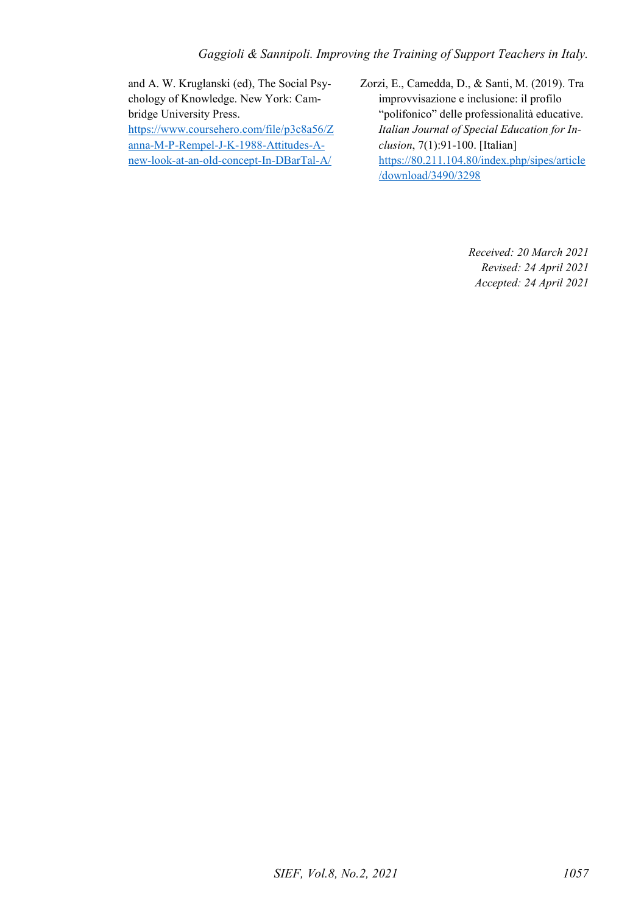and A. W. Kruglanski (ed), The Social Psychology of Knowledge. New York: Cambridge University Press. https://www.coursehero.com/file/p3c8a56/Zanna-M-P-Rempel-J-K-1988-Attitudes-A-new-look-at-an-old-concept-In-DBarTal-A/

Zorzi, E., Camedda, D., & Santi, M. (2019). Tra improvvisazione e inclusione: il profilo "polifonico" delle professionalità educative. *Italian Journal of Special Education for Inclusion*, 7(1):91-100. [Italian] https://80.211.104.80/index.php/sipes/article/download/3490/3298

*Received: 20 March 2021*
*Revised: 24 April 2021*
*Accepted: 24 April 2021*